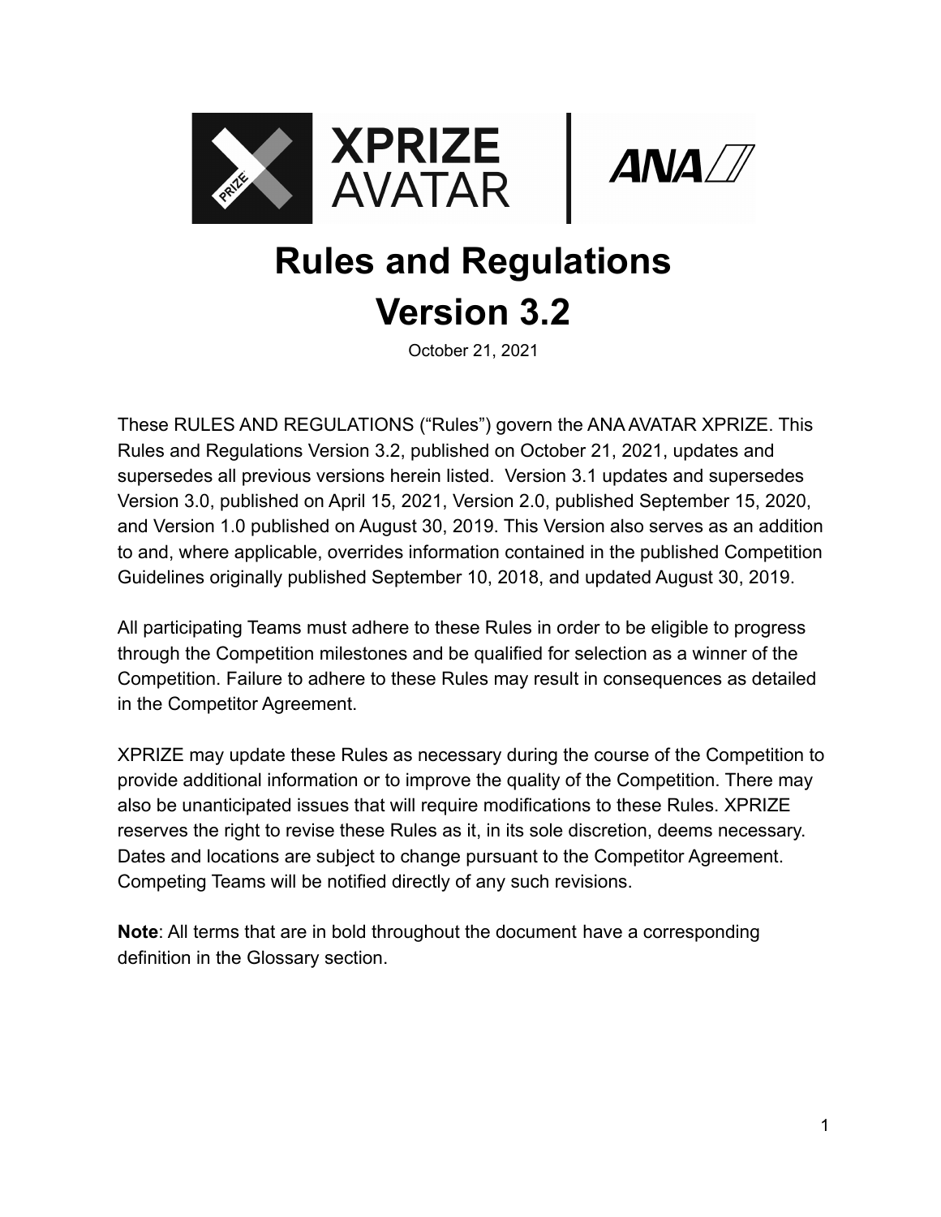# Rules and Regulations

# Version 3.2

October 21, 2021

These RULES AND REGULATIONS ("Rules") govern the ANA AVATAR XPRIZE. This Rules and Regulations Version 3.2, published on October 21, 2021, updates and supersedes all previous versions herein listed. Version 3.1 updates and supersedes Version 3.0, published on April 15, 2021, Version 2.0, published September 15, 2020, and Version 1.0 published on August 30, 2019. This Version also serves as an addition to and, where applicable, overrides information contained in the published Competition Guidelines originally published September 10, 2018, and updated August 30, 2019.

All participating Teams must adhere to these Rules in order to be eligible to progress through the Competition milestones and be qualified for selection as a winner of the Competition. Failure to adhere to these Rules may result in consequences as detailed in the Competitor Agreement.

XPRIZE may update these Rules as necessary during the course of the Competition to provide additional information or to improve the quality of the Competition. There may also be unanticipated issues that will require modifications to these Rules. XPRIZE reserves the right to revise these Rules as it, in its sole discretion, deems necessary. Dates and locations are subject to change pursuant to the Competitor Agreement. Competing Teams will be notified directly of any such revisions.

**Note**: All terms that are in bold throughout the document have a corresponding definition in the Glossary section.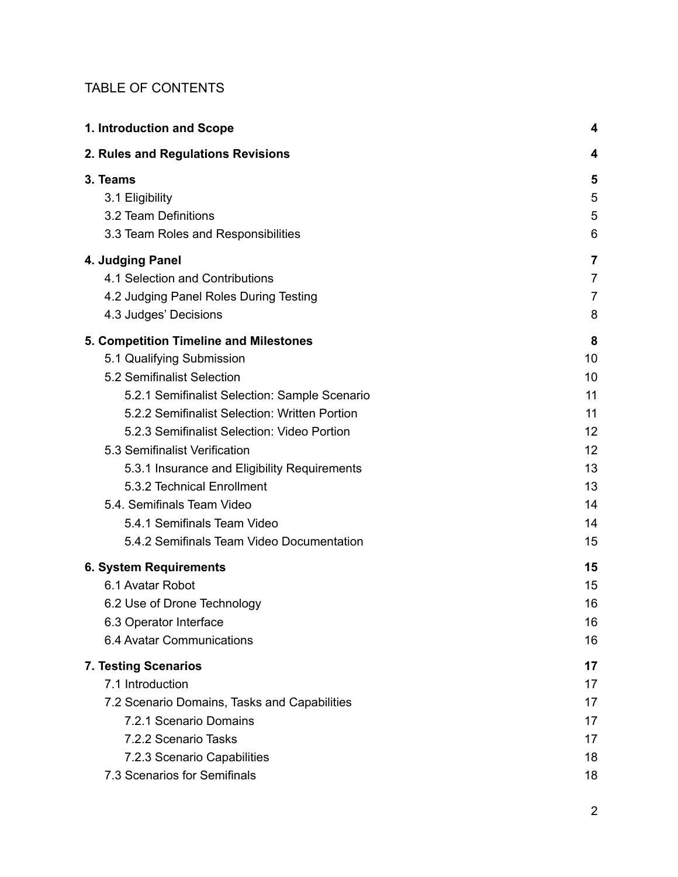TABLE OF CONTENTS

| | |
|---|---|
| **1. Introduction and Scope** | **4** |
| **2. Rules and Regulations Revisions** | **4** |
| **3. Teams** | **5** |
| 3.1 Eligibility | 5 |
| 3.2 Team Definitions | 5 |
| 3.3 Team Roles and Responsibilities | 6 |
| **4. Judging Panel** | **7** |
| 4.1 Selection and Contributions | 7 |
| 4.2 Judging Panel Roles During Testing | 7 |
| 4.3 Judges' Decisions | 8 |
| **5. Competition Timeline and Milestones** | **8** |
| 5.1 Qualifying Submission | 10 |
| 5.2 Semifinalist Selection | 10 |
| 5.2.1 Semifinalist Selection: Sample Scenario | 11 |
| 5.2.2 Semifinalist Selection: Written Portion | 11 |
| 5.2.3 Semifinalist Selection: Video Portion | 12 |
| 5.3 Semifinalist Verification | 12 |
| 5.3.1 Insurance and Eligibility Requirements | 13 |
| 5.3.2 Technical Enrollment | 13 |
| 5.4. Semifinals Team Video | 14 |
| 5.4.1 Semifinals Team Video | 14 |
| 5.4.2 Semifinals Team Video Documentation | 15 |
| **6. System Requirements** | **15** |
| 6.1 Avatar Robot | 15 |
| 6.2 Use of Drone Technology | 16 |
| 6.3 Operator Interface | 16 |
| 6.4 Avatar Communications | 16 |
| **7. Testing Scenarios** | **17** |
| 7.1 Introduction | 17 |
| 7.2 Scenario Domains, Tasks and Capabilities | 17 |
| 7.2.1 Scenario Domains | 17 |
| 7.2.2 Scenario Tasks | 17 |
| 7.2.3 Scenario Capabilities | 18 |
| 7.3 Scenarios for Semifinals | 18 |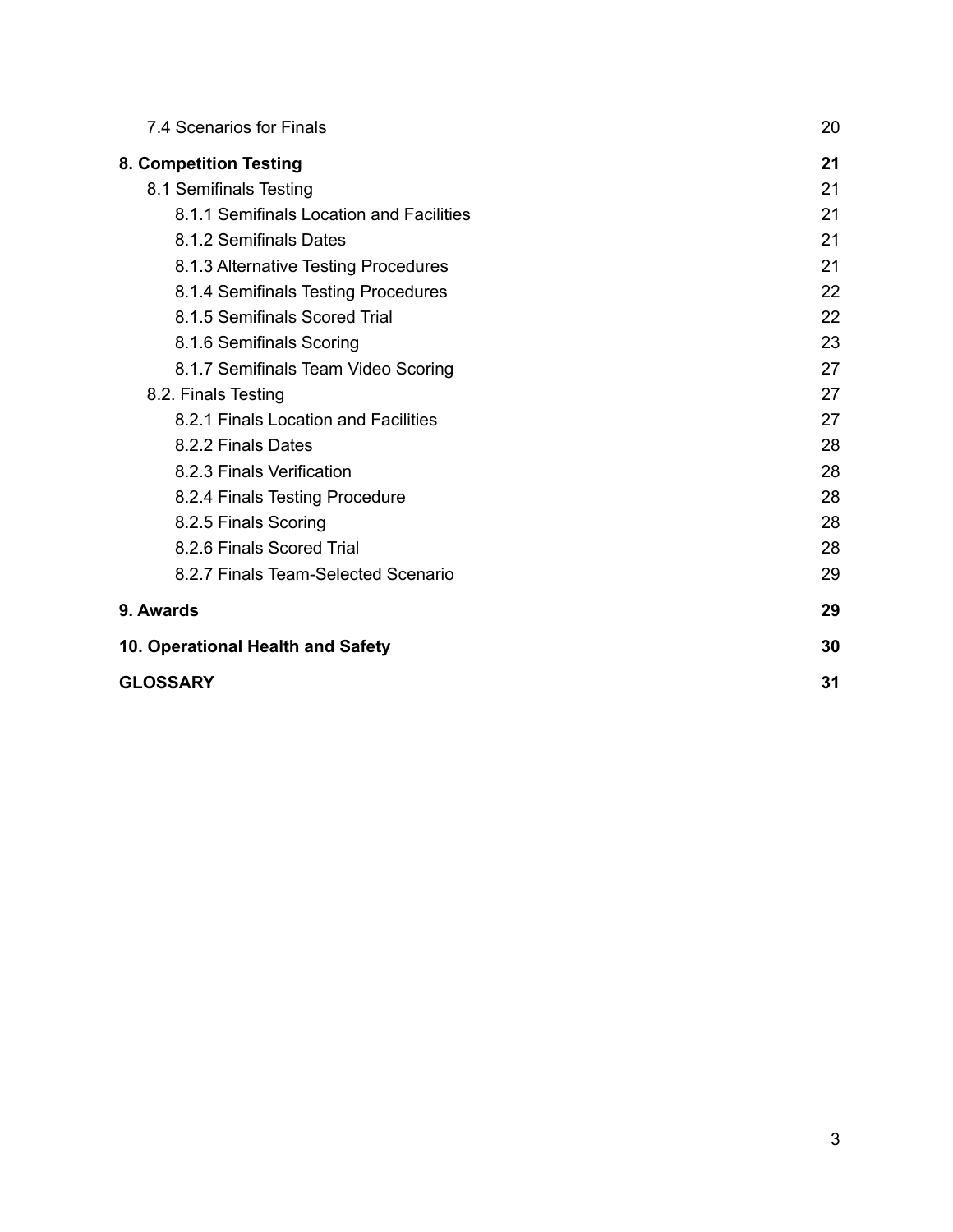| | |
|---|---|
| 7.4 Scenarios for Finals | 20 |
| **8. Competition Testing** | **21** |
| 8.1 Semifinals Testing | 21 |
| 8.1.1 Semifinals Location and Facilities | 21 |
| 8.1.2 Semifinals Dates | 21 |
| 8.1.3 Alternative Testing Procedures | 21 |
| 8.1.4 Semifinals Testing Procedures | 22 |
| 8.1.5 Semifinals Scored Trial | 22 |
| 8.1.6 Semifinals Scoring | 23 |
| 8.1.7 Semifinals Team Video Scoring | 27 |
| 8.2. Finals Testing | 27 |
| 8.2.1 Finals Location and Facilities | 27 |
| 8.2.2 Finals Dates | 28 |
| 8.2.3 Finals Verification | 28 |
| 8.2.4 Finals Testing Procedure | 28 |
| 8.2.5 Finals Scoring | 28 |
| 8.2.6 Finals Scored Trial | 28 |
| 8.2.7 Finals Team-Selected Scenario | 29 |
| **9. Awards** | **29** |
| **10. Operational Health and Safety** | **30** |
| **GLOSSARY** | **31** |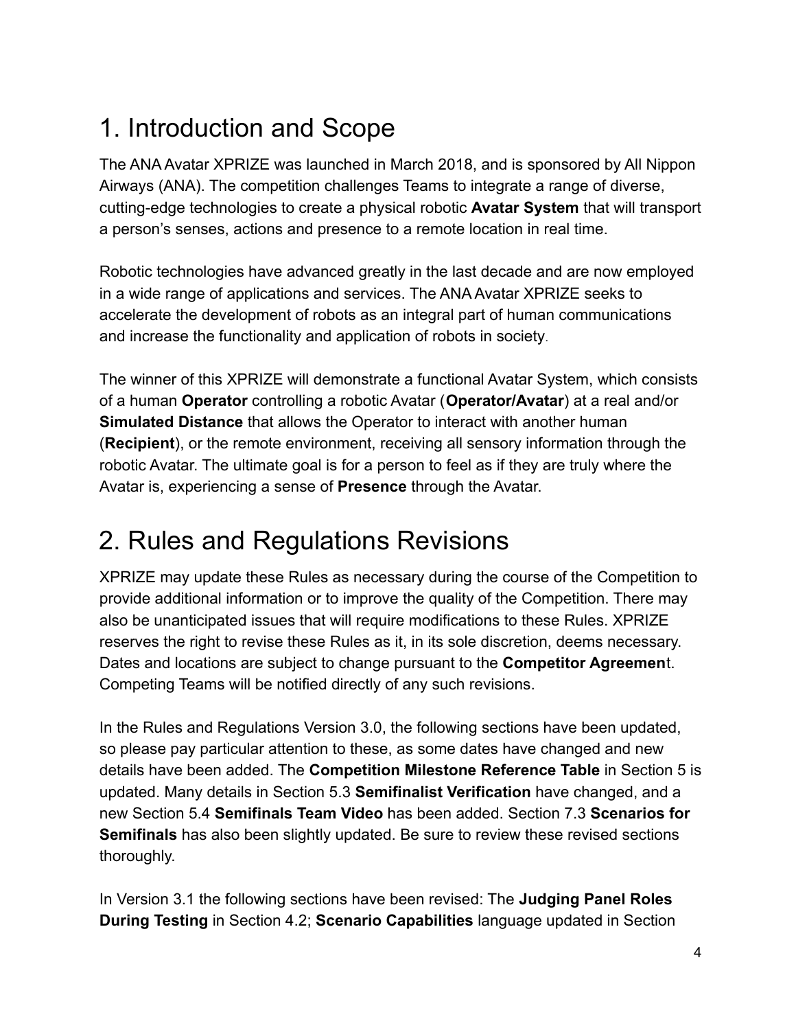# 1. Introduction and Scope

The ANA Avatar XPRIZE was launched in March 2018, and is sponsored by All Nippon Airways (ANA). The competition challenges Teams to integrate a range of diverse, cutting-edge technologies to create a physical robotic **Avatar System** that will transport a person's senses, actions and presence to a remote location in real time.

Robotic technologies have advanced greatly in the last decade and are now employed in a wide range of applications and services. The ANA Avatar XPRIZE seeks to accelerate the development of robots as an integral part of human communications and increase the functionality and application of robots in society.

The winner of this XPRIZE will demonstrate a functional Avatar System, which consists of a human **Operator** controlling a robotic Avatar (**Operator/Avatar**) at a real and/or **Simulated Distance** that allows the Operator to interact with another human (**Recipient**), or the remote environment, receiving all sensory information through the robotic Avatar. The ultimate goal is for a person to feel as if they are truly where the Avatar is, experiencing a sense of **Presence** through the Avatar.

# 2. Rules and Regulations Revisions

XPRIZE may update these Rules as necessary during the course of the Competition to provide additional information or to improve the quality of the Competition. There may also be unanticipated issues that will require modifications to these Rules. XPRIZE reserves the right to revise these Rules as it, in its sole discretion, deems necessary. Dates and locations are subject to change pursuant to the **Competitor Agreemen**t. Competing Teams will be notified directly of any such revisions.

In the Rules and Regulations Version 3.0, the following sections have been updated, so please pay particular attention to these, as some dates have changed and new details have been added. The **Competition Milestone Reference Table** in Section 5 is updated. Many details in Section 5.3 **Semifinalist Verification** have changed, and a new Section 5.4 **Semifinals Team Video** has been added. Section 7.3 **Scenarios for Semifinals** has also been slightly updated. Be sure to review these revised sections thoroughly.

In Version 3.1 the following sections have been revised: The **Judging Panel Roles During Testing** in Section 4.2; **Scenario Capabilities** language updated in Section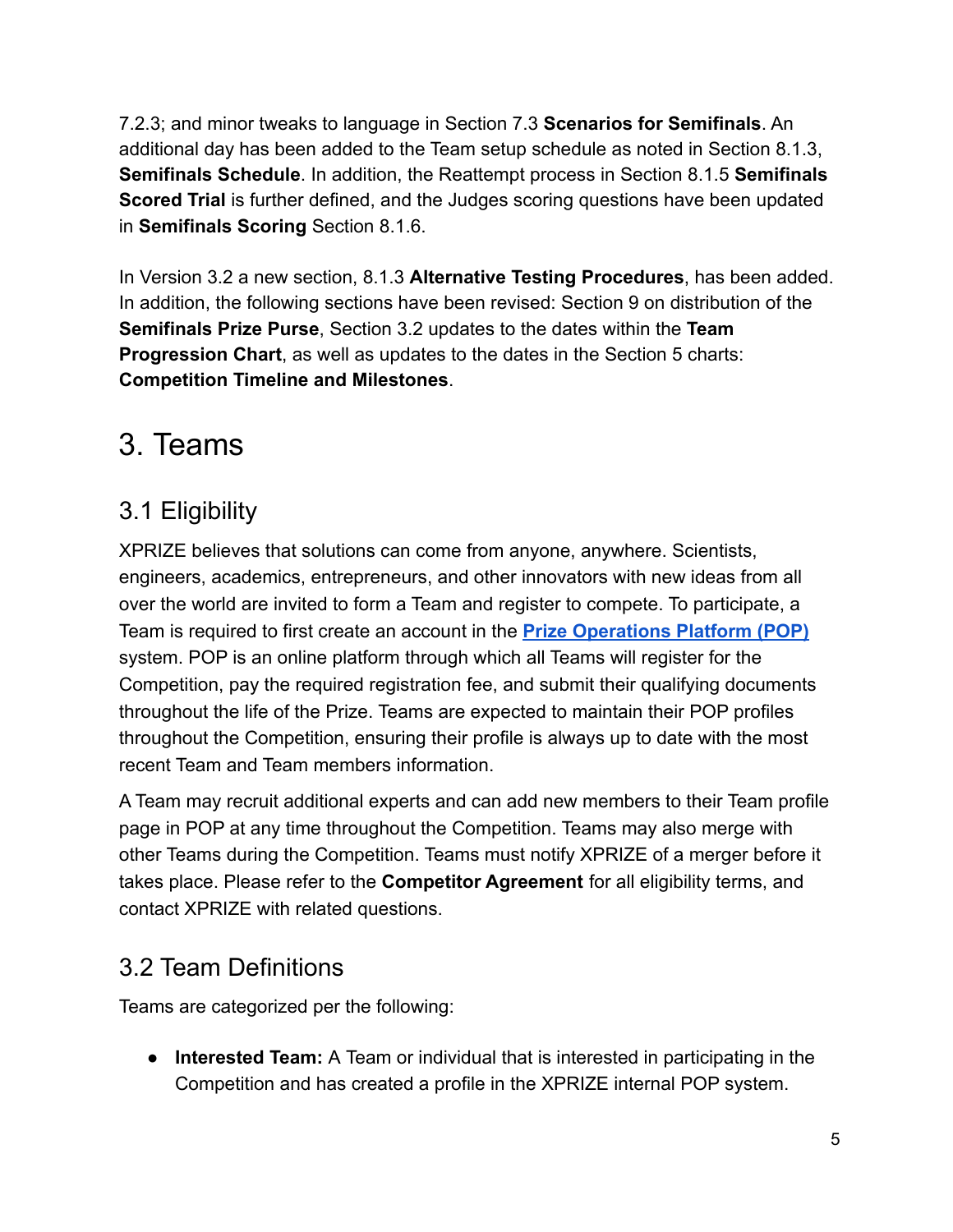7.2.3; and minor tweaks to language in Section 7.3 **Scenarios for Semifinals**. An additional day has been added to the Team setup schedule as noted in Section 8.1.3, **Semifinals Schedule**. In addition, the Reattempt process in Section 8.1.5 **Semifinals Scored Trial** is further defined, and the Judges scoring questions have been updated in **Semifinals Scoring** Section 8.1.6.

In Version 3.2 a new section, 8.1.3 **Alternative Testing Procedures**, has been added. In addition, the following sections have been revised: Section 9 on distribution of the **Semifinals Prize Purse**, Section 3.2 updates to the dates within the **Team Progression Chart**, as well as updates to the dates in the Section 5 charts: **Competition Timeline and Milestones**.

# 3. Teams

## 3.1 Eligibility

XPRIZE believes that solutions can come from anyone, anywhere. Scientists, engineers, academics, entrepreneurs, and other innovators with new ideas from all over the world are invited to form a Team and register to compete. To participate, a Team is required to first create an account in the **[Prize Operations Platform (POP)]()** system. POP is an online platform through which all Teams will register for the Competition, pay the required registration fee, and submit their qualifying documents throughout the life of the Prize. Teams are expected to maintain their POP profiles throughout the Competition, ensuring their profile is always up to date with the most recent Team and Team members information.

A Team may recruit additional experts and can add new members to their Team profile page in POP at any time throughout the Competition. Teams may also merge with other Teams during the Competition. Teams must notify XPRIZE of a merger before it takes place. Please refer to the **Competitor Agreement** for all eligibility terms, and contact XPRIZE with related questions.

## 3.2 Team Definitions

Teams are categorized per the following:

- **Interested Team:** A Team or individual that is interested in participating in the Competition and has created a profile in the XPRIZE internal POP system.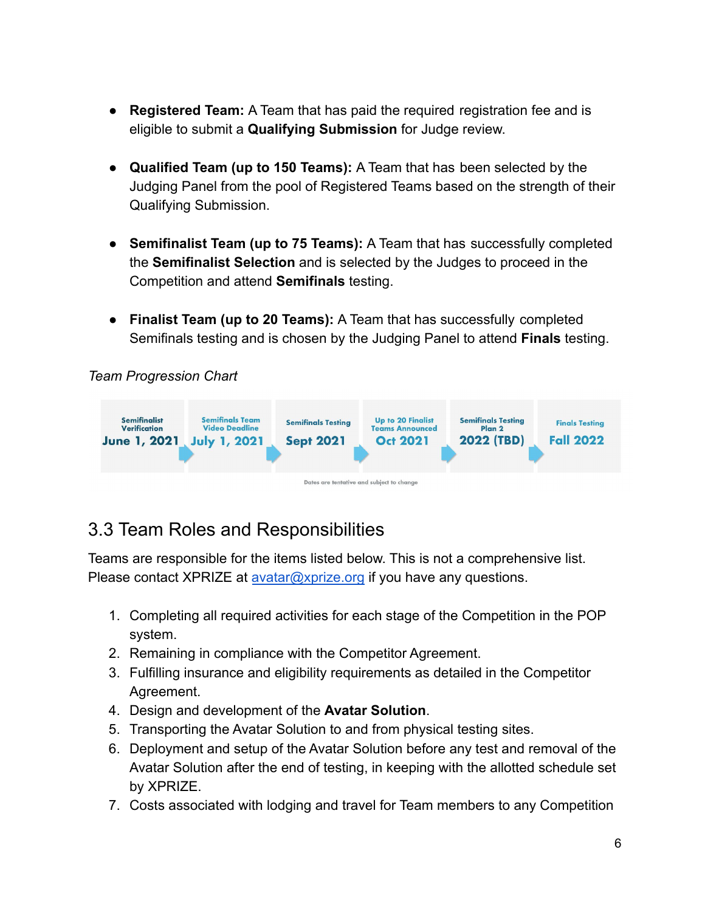- **Registered Team:** A Team that has paid the required registration fee and is eligible to submit a **Qualifying Submission** for Judge review.

- **Qualified Team (up to 150 Teams):** A Team that has been selected by the Judging Panel from the pool of Registered Teams based on the strength of their Qualifying Submission.

- **Semifinalist Team (up to 75 Teams):** A Team that has successfully completed the **Semifinalist Selection** and is selected by the Judges to proceed in the Competition and attend **Semifinals** testing.

- **Finalist Team (up to 20 Teams):** A Team that has successfully completed Semifinals testing and is chosen by the Judging Panel to attend **Finals** testing.

*Team Progression Chart*

| Semifinalist Verification | Semifinals Team Video Deadline | Semifinals Testing | Up to 20 Finalist Teams Announced | Semifinals Testing Plan 2 | Finals Testing |
|---|---|---|---|---|---|
| June 1, 2021 | July 1, 2021 | Sept 2021 | Oct 2021 | 2022 (TBD) | Fall 2022 |

Dates are tentative and subject to change

## 3.3 Team Roles and Responsibilities

Teams are responsible for the items listed below. This is not a comprehensive list. Please contact XPRIZE at avatar@xprize.org if you have any questions.

1. Completing all required activities for each stage of the Competition in the POP system.
2. Remaining in compliance with the Competitor Agreement.
3. Fulfilling insurance and eligibility requirements as detailed in the Competitor Agreement.
4. Design and development of the **Avatar Solution**.
5. Transporting the Avatar Solution to and from physical testing sites.
6. Deployment and setup of the Avatar Solution before any test and removal of the Avatar Solution after the end of testing, in keeping with the allotted schedule set by XPRIZE.
7. Costs associated with lodging and travel for Team members to any Competition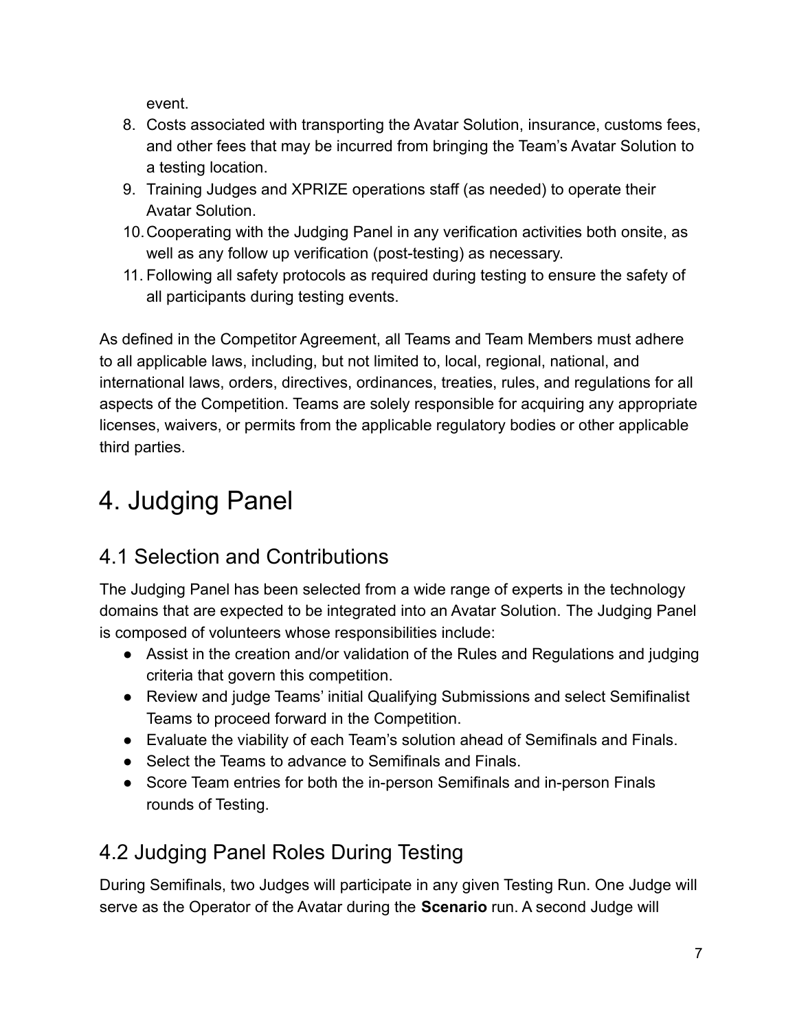event.

8. Costs associated with transporting the Avatar Solution, insurance, customs fees, and other fees that may be incurred from bringing the Team's Avatar Solution to a testing location.
9. Training Judges and XPRIZE operations staff (as needed) to operate their Avatar Solution.
10. Cooperating with the Judging Panel in any verification activities both onsite, as well as any follow up verification (post-testing) as necessary.
11. Following all safety protocols as required during testing to ensure the safety of all participants during testing events.

As defined in the Competitor Agreement, all Teams and Team Members must adhere to all applicable laws, including, but not limited to, local, regional, national, and international laws, orders, directives, ordinances, treaties, rules, and regulations for all aspects of the Competition. Teams are solely responsible for acquiring any appropriate licenses, waivers, or permits from the applicable regulatory bodies or other applicable third parties.

# 4. Judging Panel

## 4.1 Selection and Contributions

The Judging Panel has been selected from a wide range of experts in the technology domains that are expected to be integrated into an Avatar Solution. The Judging Panel is composed of volunteers whose responsibilities include:

- Assist in the creation and/or validation of the Rules and Regulations and judging criteria that govern this competition.
- Review and judge Teams' initial Qualifying Submissions and select Semifinalist Teams to proceed forward in the Competition.
- Evaluate the viability of each Team's solution ahead of Semifinals and Finals.
- Select the Teams to advance to Semifinals and Finals.
- Score Team entries for both the in-person Semifinals and in-person Finals rounds of Testing.

## 4.2 Judging Panel Roles During Testing

During Semifinals, two Judges will participate in any given Testing Run. One Judge will serve as the Operator of the Avatar during the **Scenario** run. A second Judge will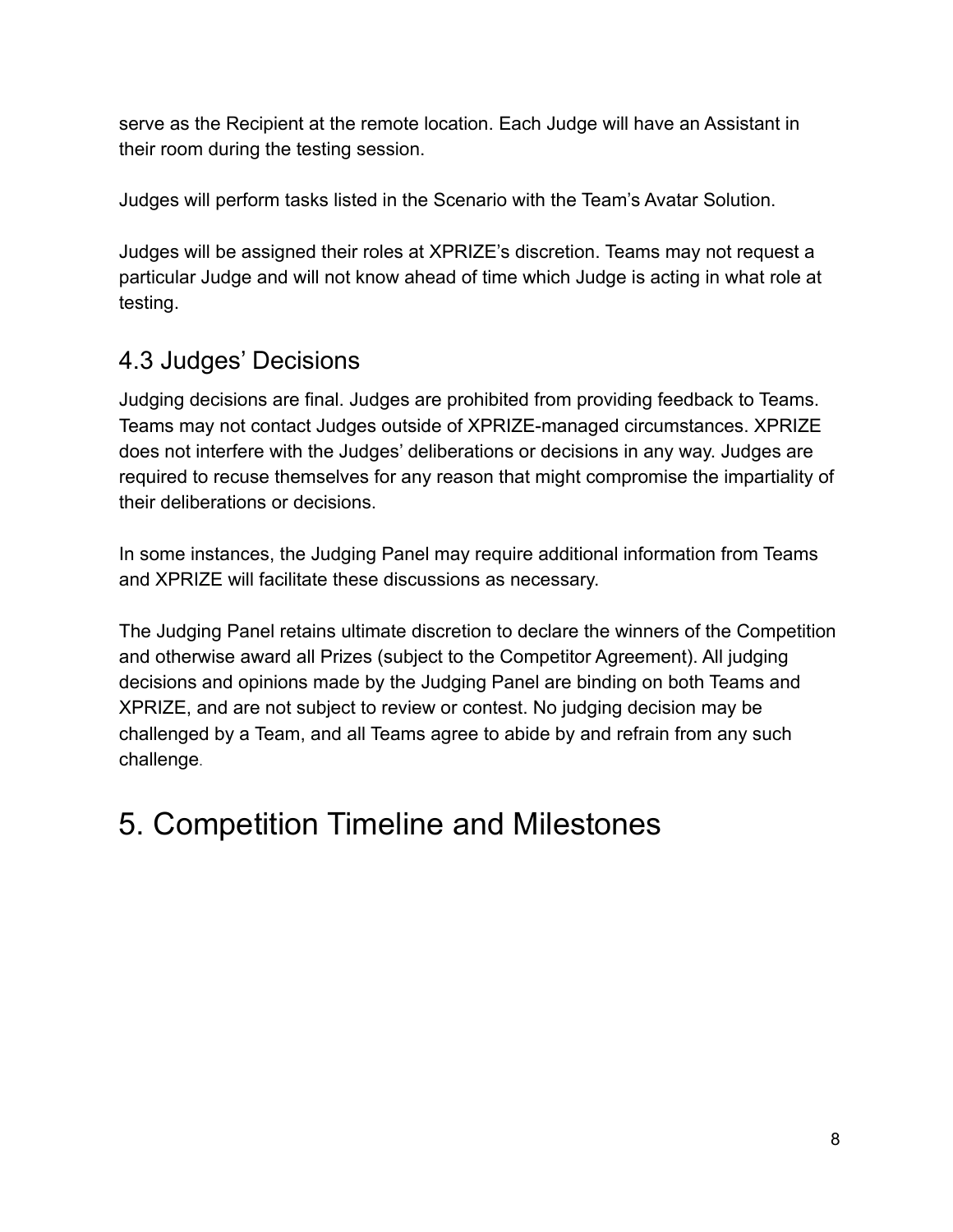serve as the Recipient at the remote location. Each Judge will have an Assistant in their room during the testing session.

Judges will perform tasks listed in the Scenario with the Team's Avatar Solution.

Judges will be assigned their roles at XPRIZE's discretion. Teams may not request a particular Judge and will not know ahead of time which Judge is acting in what role at testing.

## 4.3 Judges' Decisions

Judging decisions are final. Judges are prohibited from providing feedback to Teams. Teams may not contact Judges outside of XPRIZE-managed circumstances. XPRIZE does not interfere with the Judges' deliberations or decisions in any way. Judges are required to recuse themselves for any reason that might compromise the impartiality of their deliberations or decisions.

In some instances, the Judging Panel may require additional information from Teams and XPRIZE will facilitate these discussions as necessary.

The Judging Panel retains ultimate discretion to declare the winners of the Competition and otherwise award all Prizes (subject to the Competitor Agreement). All judging decisions and opinions made by the Judging Panel are binding on both Teams and XPRIZE, and are not subject to review or contest. No judging decision may be challenged by a Team, and all Teams agree to abide by and refrain from any such challenge.

# 5. Competition Timeline and Milestones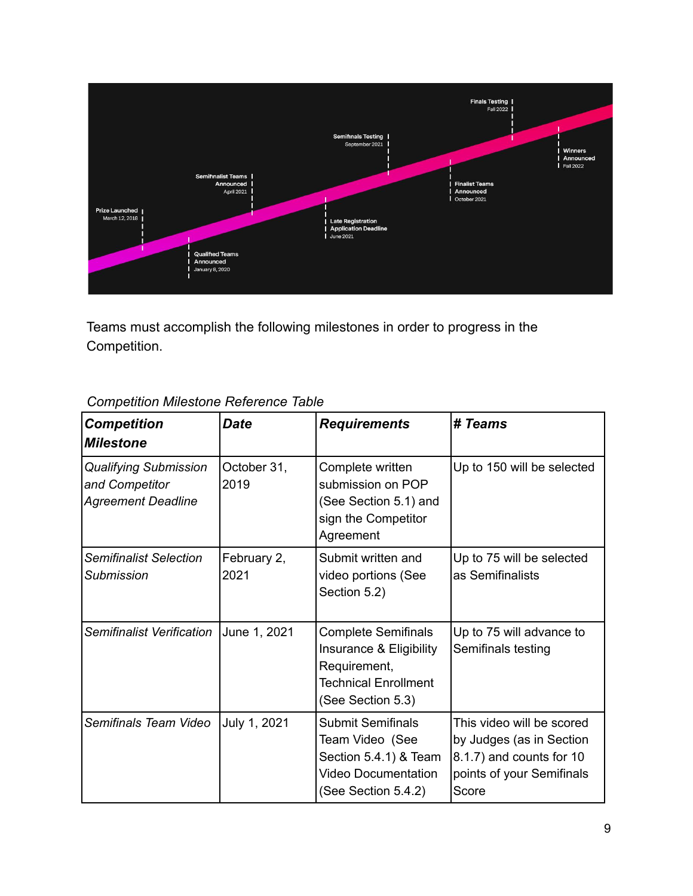Prize Launched
March 12, 2018

Qualified Teams Announced
January 6, 2020

Semifinalist Teams Announced
April 2021

Late Registration Application Deadline
June 2021

Semifinals Testing
September 2021

Finalist Teams Announced
October 2021

Finals Testing
Fall 2022

Winners Announced
Fall 2022

Teams must accomplish the following milestones in order to progress in the Competition.

*Competition Milestone Reference Table*

| ***Competition Milestone*** | ***Date*** | ***Requirements*** | ***# Teams*** |
|---|---|---|---|
| *Qualifying Submission and Competitor Agreement Deadline* | October 31, 2019 | Complete written submission on POP (See Section 5.1) and sign the Competitor Agreement | Up to 150 will be selected |
| *Semifinalist Selection Submission* | February 2, 2021 | Submit written and video portions (See Section 5.2) | Up to 75 will be selected as Semifinalists |
| *Semifinalist Verification* | June 1, 2021 | Complete Semifinals Insurance & Eligibility Requirement, Technical Enrollment (See Section 5.3) | Up to 75 will advance to Semifinals testing |
| *Semifinals Team Video* | July 1, 2021 | Submit Semifinals Team Video (See Section 5.4.1) & Team Video Documentation (See Section 5.4.2) | This video will be scored by Judges (as in Section 8.1.7) and counts for 10 points of your Semifinals Score |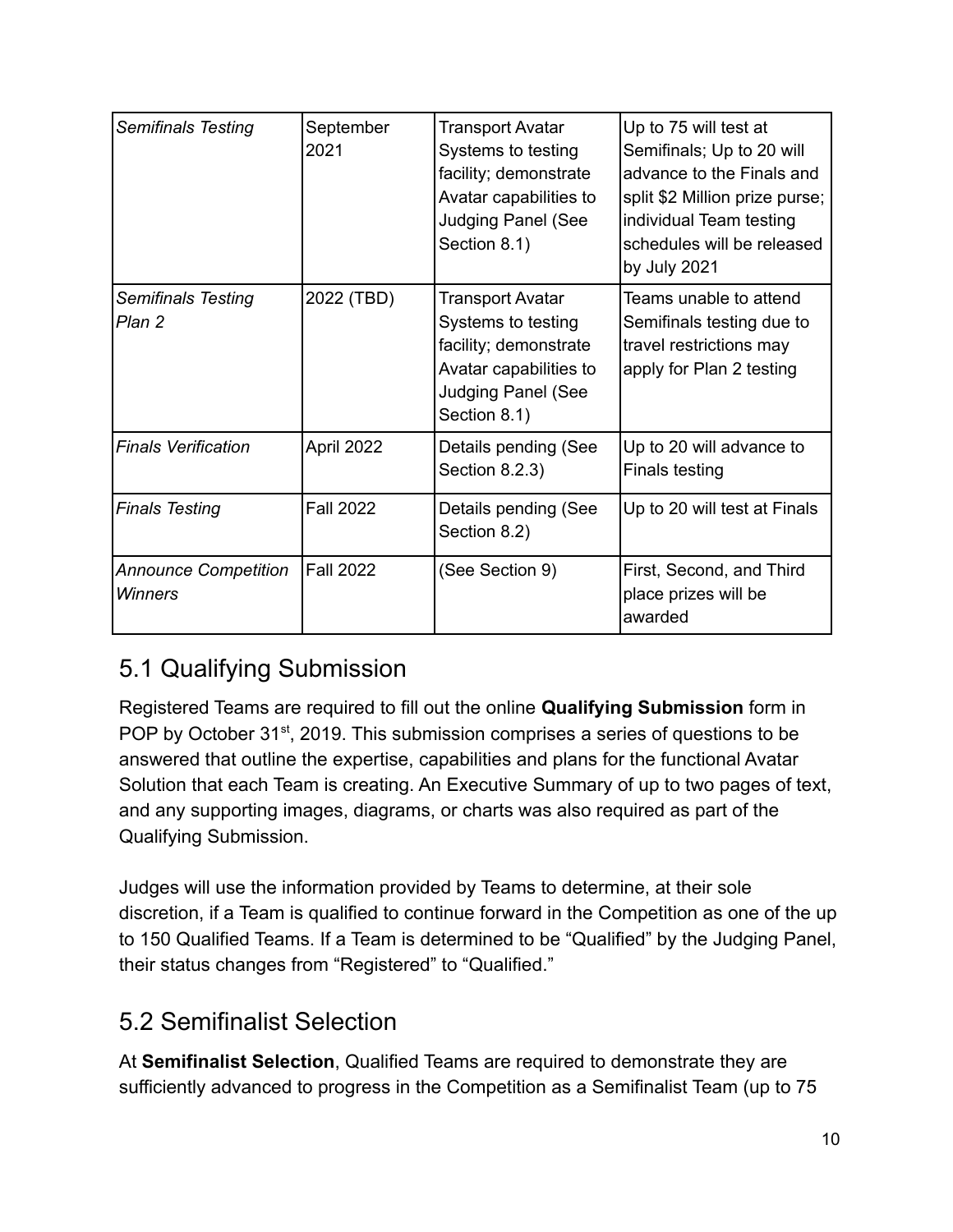| *Semifinals Testing* | September 2021 | Transport Avatar Systems to testing facility; demonstrate Avatar capabilities to Judging Panel (See Section 8.1) | Up to 75 will test at Semifinals; Up to 20 will advance to the Finals and split $2 Million prize purse; individual Team testing schedules will be released by July 2021 |
|---|---|---|---|
| *Semifinals Testing Plan 2* | 2022 (TBD) | Transport Avatar Systems to testing facility; demonstrate Avatar capabilities to Judging Panel (See Section 8.1) | Teams unable to attend Semifinals testing due to travel restrictions may apply for Plan 2 testing |
| *Finals Verification* | April 2022 | Details pending (See Section 8.2.3) | Up to 20 will advance to Finals testing |
| *Finals Testing* | Fall 2022 | Details pending (See Section 8.2) | Up to 20 will test at Finals |
| *Announce Competition Winners* | Fall 2022 | (See Section 9) | First, Second, and Third place prizes will be awarded |

## 5.1 Qualifying Submission

Registered Teams are required to fill out the online **Qualifying Submission** form in POP by October 31st, 2019. This submission comprises a series of questions to be answered that outline the expertise, capabilities and plans for the functional Avatar Solution that each Team is creating. An Executive Summary of up to two pages of text, and any supporting images, diagrams, or charts was also required as part of the Qualifying Submission.

Judges will use the information provided by Teams to determine, at their sole discretion, if a Team is qualified to continue forward in the Competition as one of the up to 150 Qualified Teams. If a Team is determined to be "Qualified" by the Judging Panel, their status changes from "Registered" to "Qualified."

## 5.2 Semifinalist Selection

At **Semifinalist Selection**, Qualified Teams are required to demonstrate they are sufficiently advanced to progress in the Competition as a Semifinalist Team (up to 75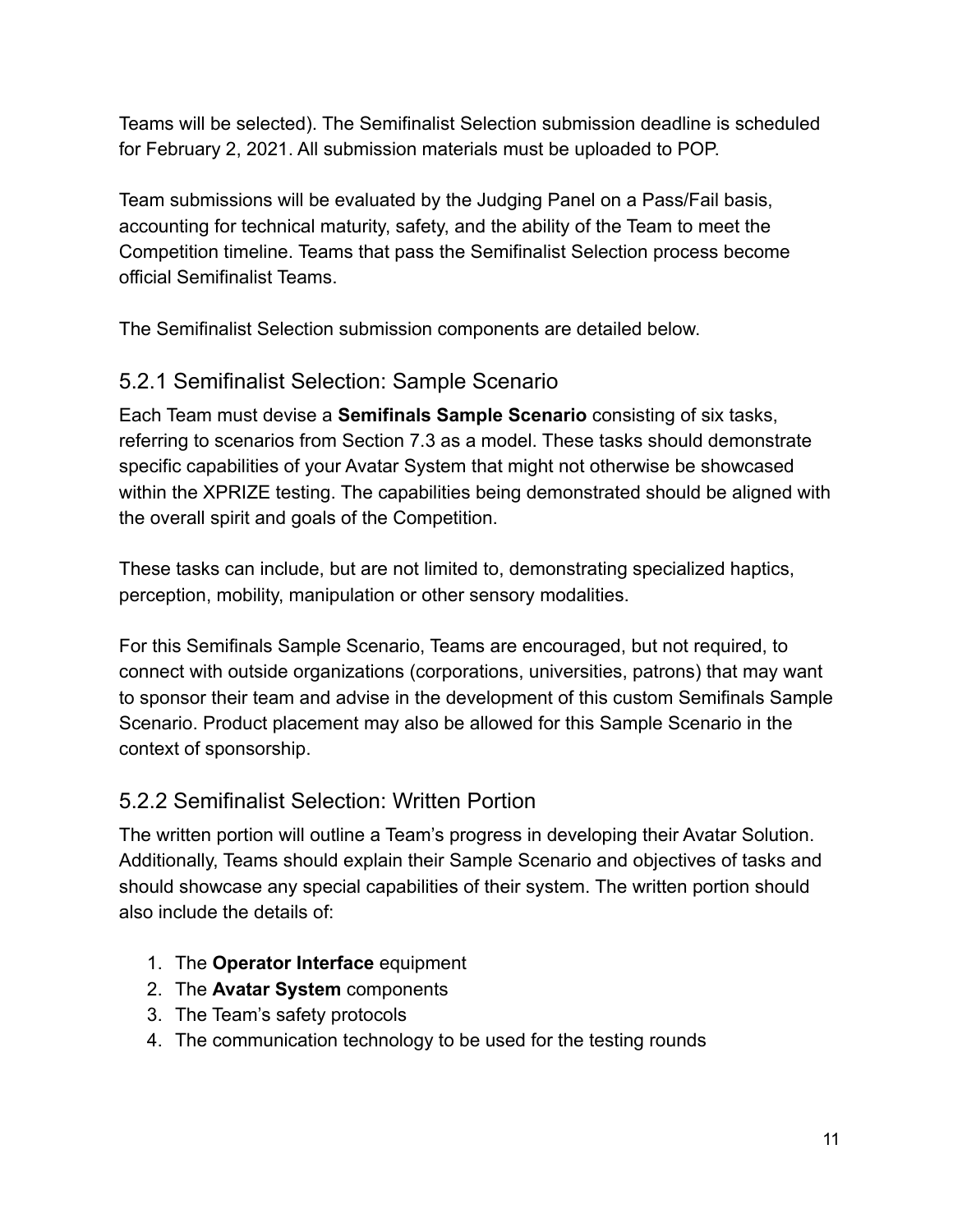Teams will be selected). The Semifinalist Selection submission deadline is scheduled for February 2, 2021. All submission materials must be uploaded to POP.

Team submissions will be evaluated by the Judging Panel on a Pass/Fail basis, accounting for technical maturity, safety, and the ability of the Team to meet the Competition timeline. Teams that pass the Semifinalist Selection process become official Semifinalist Teams.

The Semifinalist Selection submission components are detailed below.

### 5.2.1 Semifinalist Selection: Sample Scenario

Each Team must devise a **Semifinals Sample Scenario** consisting of six tasks, referring to scenarios from Section 7.3 as a model. These tasks should demonstrate specific capabilities of your Avatar System that might not otherwise be showcased within the XPRIZE testing. The capabilities being demonstrated should be aligned with the overall spirit and goals of the Competition.

These tasks can include, but are not limited to, demonstrating specialized haptics, perception, mobility, manipulation or other sensory modalities.

For this Semifinals Sample Scenario, Teams are encouraged, but not required, to connect with outside organizations (corporations, universities, patrons) that may want to sponsor their team and advise in the development of this custom Semifinals Sample Scenario. Product placement may also be allowed for this Sample Scenario in the context of sponsorship.

### 5.2.2 Semifinalist Selection: Written Portion

The written portion will outline a Team's progress in developing their Avatar Solution. Additionally, Teams should explain their Sample Scenario and objectives of tasks and should showcase any special capabilities of their system. The written portion should also include the details of:

1. The **Operator Interface** equipment
2. The **Avatar System** components
3. The Team's safety protocols
4. The communication technology to be used for the testing rounds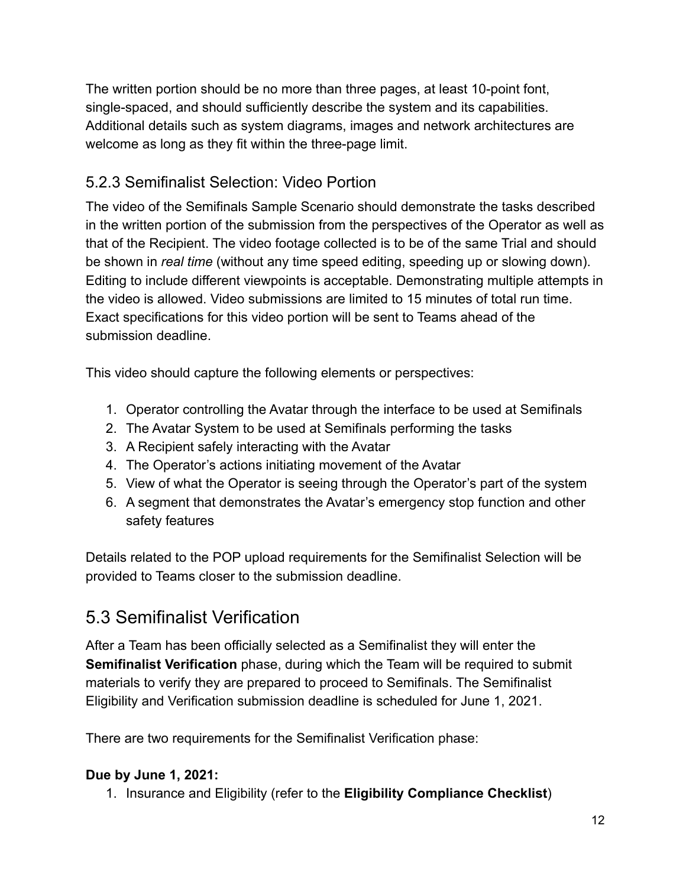The written portion should be no more than three pages, at least 10-point font, single-spaced, and should sufficiently describe the system and its capabilities. Additional details such as system diagrams, images and network architectures are welcome as long as they fit within the three-page limit.

### 5.2.3 Semifinalist Selection: Video Portion

The video of the Semifinals Sample Scenario should demonstrate the tasks described in the written portion of the submission from the perspectives of the Operator as well as that of the Recipient. The video footage collected is to be of the same Trial and should be shown in *real time* (without any time speed editing, speeding up or slowing down). Editing to include different viewpoints is acceptable. Demonstrating multiple attempts in the video is allowed. Video submissions are limited to 15 minutes of total run time. Exact specifications for this video portion will be sent to Teams ahead of the submission deadline.

This video should capture the following elements or perspectives:

1. Operator controlling the Avatar through the interface to be used at Semifinals
2. The Avatar System to be used at Semifinals performing the tasks
3. A Recipient safely interacting with the Avatar
4. The Operator's actions initiating movement of the Avatar
5. View of what the Operator is seeing through the Operator's part of the system
6. A segment that demonstrates the Avatar's emergency stop function and other safety features

Details related to the POP upload requirements for the Semifinalist Selection will be provided to Teams closer to the submission deadline.

## 5.3 Semifinalist Verification

After a Team has been officially selected as a Semifinalist they will enter the **Semifinalist Verification** phase, during which the Team will be required to submit materials to verify they are prepared to proceed to Semifinals. The Semifinalist Eligibility and Verification submission deadline is scheduled for June 1, 2021.

There are two requirements for the Semifinalist Verification phase:

**Due by June 1, 2021:**

1. Insurance and Eligibility (refer to the **Eligibility Compliance Checklist**)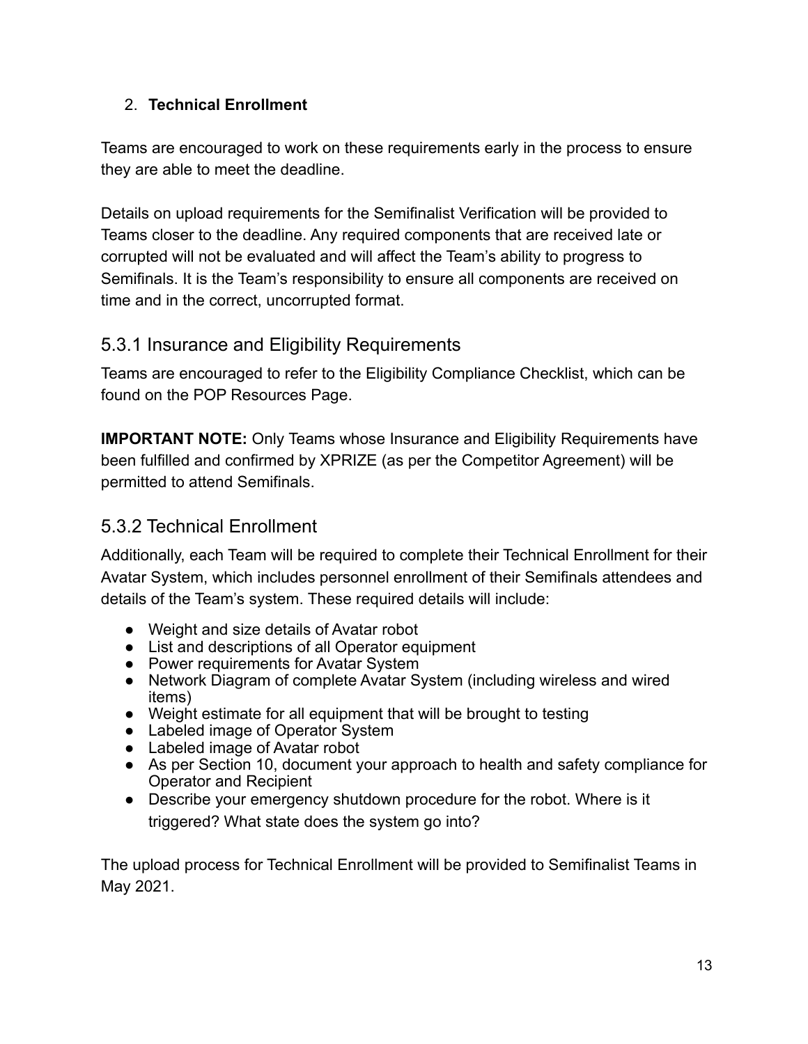2. **Technical Enrollment**

Teams are encouraged to work on these requirements early in the process to ensure they are able to meet the deadline.

Details on upload requirements for the Semifinalist Verification will be provided to Teams closer to the deadline. Any required components that are received late or corrupted will not be evaluated and will affect the Team's ability to progress to Semifinals. It is the Team's responsibility to ensure all components are received on time and in the correct, uncorrupted format.

## 5.3.1 Insurance and Eligibility Requirements

Teams are encouraged to refer to the Eligibility Compliance Checklist, which can be found on the POP Resources Page.

**IMPORTANT NOTE:** Only Teams whose Insurance and Eligibility Requirements have been fulfilled and confirmed by XPRIZE (as per the Competitor Agreement) will be permitted to attend Semifinals.

## 5.3.2 Technical Enrollment

Additionally, each Team will be required to complete their Technical Enrollment for their Avatar System, which includes personnel enrollment of their Semifinals attendees and details of the Team's system. These required details will include:

- Weight and size details of Avatar robot
- List and descriptions of all Operator equipment
- Power requirements for Avatar System
- Network Diagram of complete Avatar System (including wireless and wired items)
- Weight estimate for all equipment that will be brought to testing
- Labeled image of Operator System
- Labeled image of Avatar robot
- As per Section 10, document your approach to health and safety compliance for Operator and Recipient
- Describe your emergency shutdown procedure for the robot. Where is it triggered? What state does the system go into?

The upload process for Technical Enrollment will be provided to Semifinalist Teams in May 2021.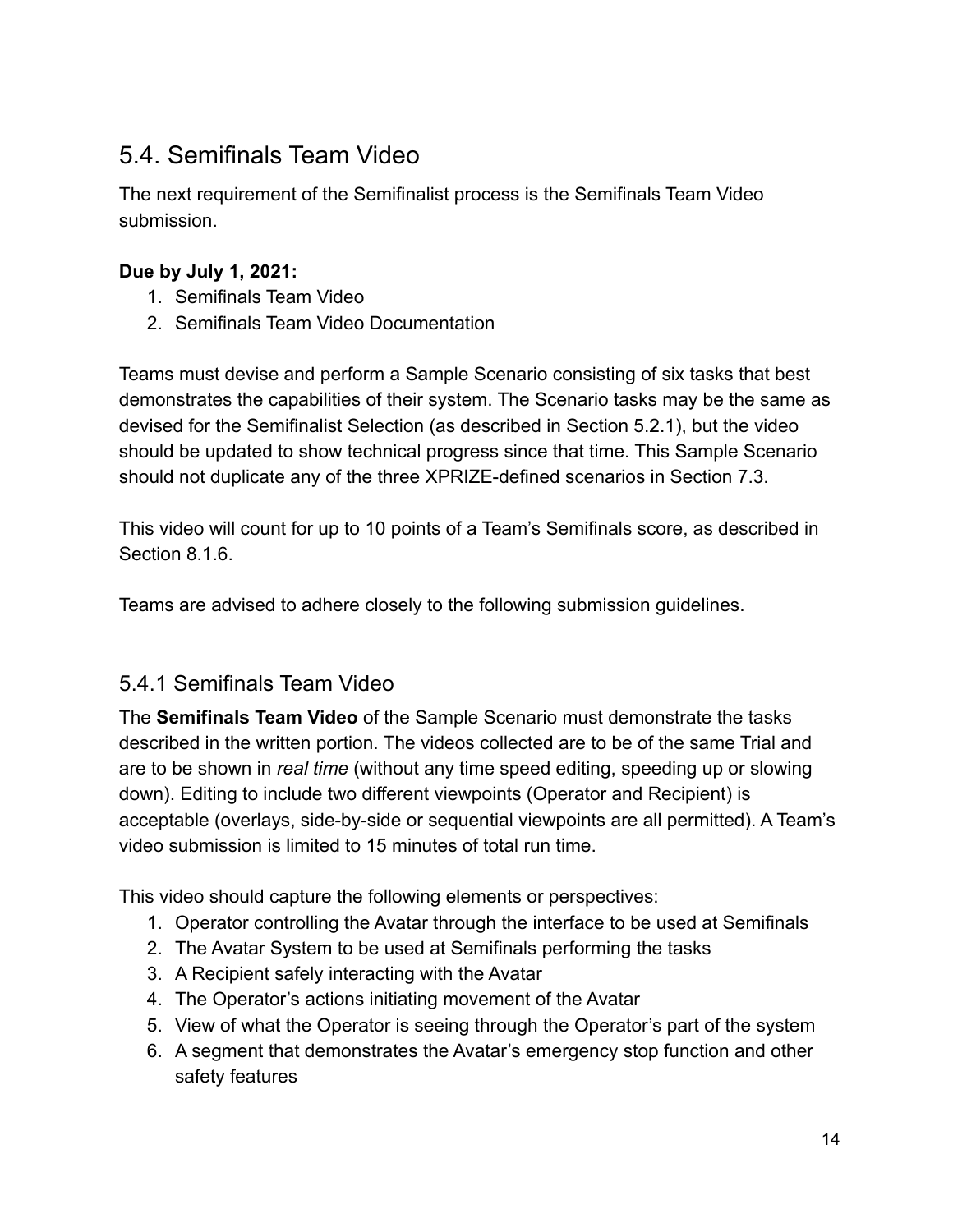## 5.4. Semifinals Team Video

The next requirement of the Semifinalist process is the Semifinals Team Video submission.

**Due by July 1, 2021:**

1. Semifinals Team Video
2. Semifinals Team Video Documentation

Teams must devise and perform a Sample Scenario consisting of six tasks that best demonstrates the capabilities of their system. The Scenario tasks may be the same as devised for the Semifinalist Selection (as described in Section 5.2.1), but the video should be updated to show technical progress since that time. This Sample Scenario should not duplicate any of the three XPRIZE-defined scenarios in Section 7.3.

This video will count for up to 10 points of a Team's Semifinals score, as described in Section 8.1.6.

Teams are advised to adhere closely to the following submission guidelines.

### 5.4.1 Semifinals Team Video

The **Semifinals Team Video** of the Sample Scenario must demonstrate the tasks described in the written portion. The videos collected are to be of the same Trial and are to be shown in *real time* (without any time speed editing, speeding up or slowing down). Editing to include two different viewpoints (Operator and Recipient) is acceptable (overlays, side-by-side or sequential viewpoints are all permitted). A Team's video submission is limited to 15 minutes of total run time.

This video should capture the following elements or perspectives:

1. Operator controlling the Avatar through the interface to be used at Semifinals
2. The Avatar System to be used at Semifinals performing the tasks
3. A Recipient safely interacting with the Avatar
4. The Operator's actions initiating movement of the Avatar
5. View of what the Operator is seeing through the Operator's part of the system
6. A segment that demonstrates the Avatar's emergency stop function and other safety features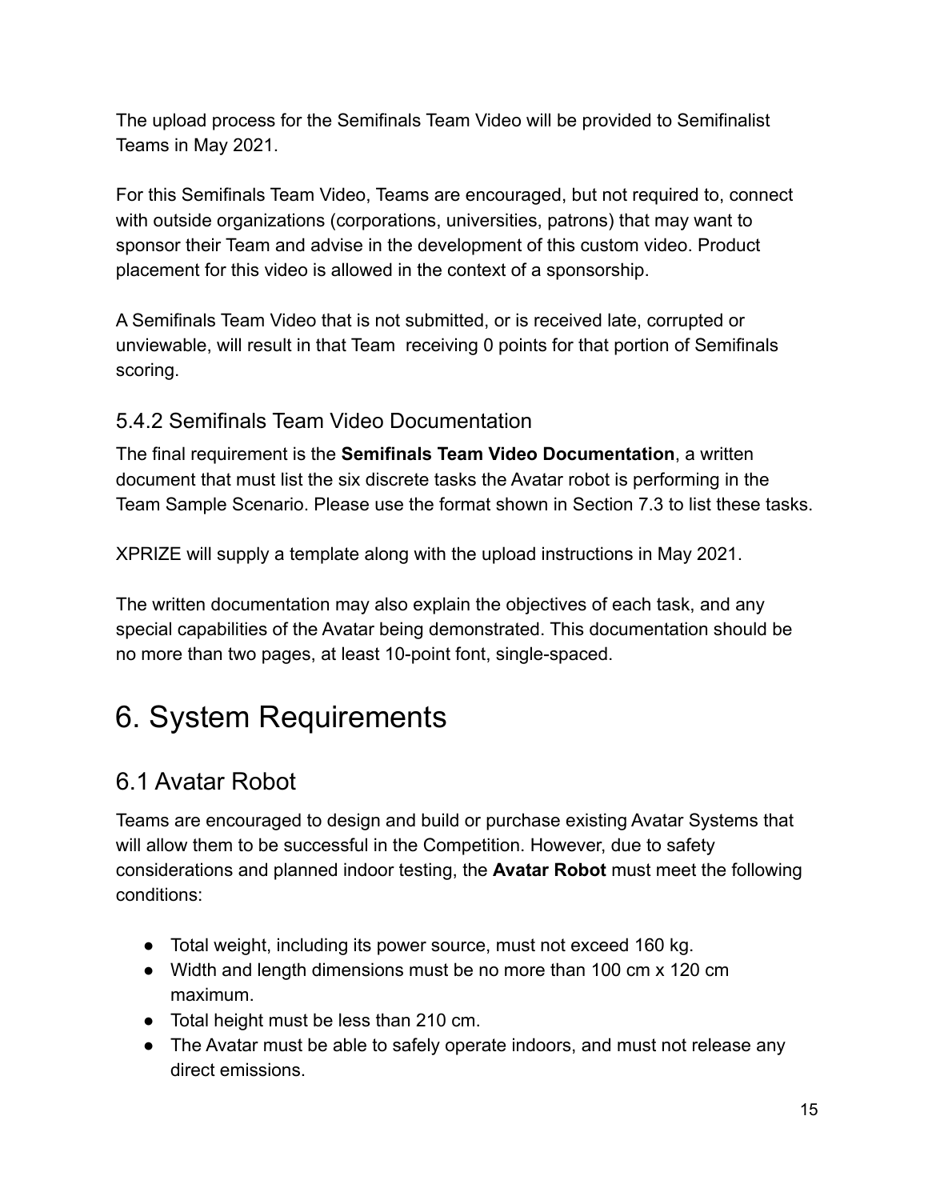The upload process for the Semifinals Team Video will be provided to Semifinalist Teams in May 2021.

For this Semifinals Team Video, Teams are encouraged, but not required to, connect with outside organizations (corporations, universities, patrons) that may want to sponsor their Team and advise in the development of this custom video. Product placement for this video is allowed in the context of a sponsorship.

A Semifinals Team Video that is not submitted, or is received late, corrupted or unviewable, will result in that Team receiving 0 points for that portion of Semifinals scoring.

### 5.4.2 Semifinals Team Video Documentation

The final requirement is the **Semifinals Team Video Documentation**, a written document that must list the six discrete tasks the Avatar robot is performing in the Team Sample Scenario. Please use the format shown in Section 7.3 to list these tasks.

XPRIZE will supply a template along with the upload instructions in May 2021.

The written documentation may also explain the objectives of each task, and any special capabilities of the Avatar being demonstrated. This documentation should be no more than two pages, at least 10-point font, single-spaced.

# 6. System Requirements

## 6.1 Avatar Robot

Teams are encouraged to design and build or purchase existing Avatar Systems that will allow them to be successful in the Competition. However, due to safety considerations and planned indoor testing, the **Avatar Robot** must meet the following conditions:

- Total weight, including its power source, must not exceed 160 kg.
- Width and length dimensions must be no more than 100 cm x 120 cm maximum.
- Total height must be less than 210 cm.
- The Avatar must be able to safely operate indoors, and must not release any direct emissions.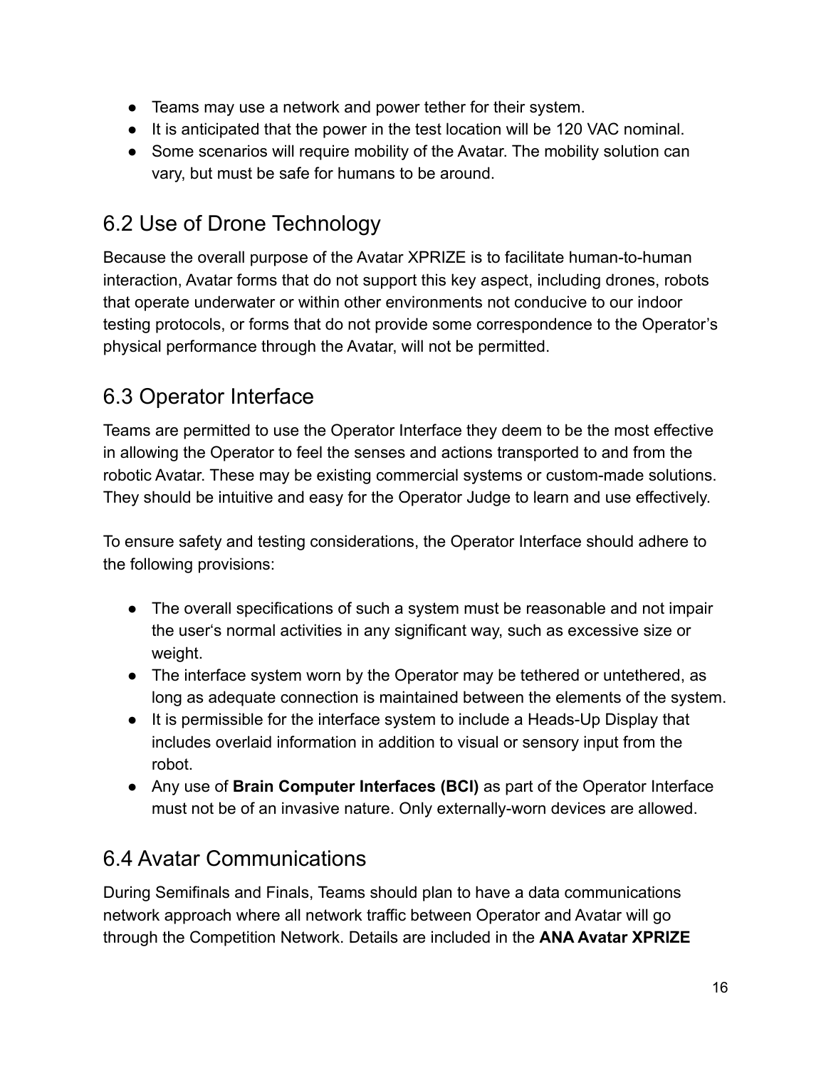- Teams may use a network and power tether for their system.
- It is anticipated that the power in the test location will be 120 VAC nominal.
- Some scenarios will require mobility of the Avatar. The mobility solution can vary, but must be safe for humans to be around.

## 6.2 Use of Drone Technology

Because the overall purpose of the Avatar XPRIZE is to facilitate human-to-human interaction, Avatar forms that do not support this key aspect, including drones, robots that operate underwater or within other environments not conducive to our indoor testing protocols, or forms that do not provide some correspondence to the Operator's physical performance through the Avatar, will not be permitted.

## 6.3 Operator Interface

Teams are permitted to use the Operator Interface they deem to be the most effective in allowing the Operator to feel the senses and actions transported to and from the robotic Avatar. These may be existing commercial systems or custom-made solutions. They should be intuitive and easy for the Operator Judge to learn and use effectively.

To ensure safety and testing considerations, the Operator Interface should adhere to the following provisions:

- The overall specifications of such a system must be reasonable and not impair the user's normal activities in any significant way, such as excessive size or weight.
- The interface system worn by the Operator may be tethered or untethered, as long as adequate connection is maintained between the elements of the system.
- It is permissible for the interface system to include a Heads-Up Display that includes overlaid information in addition to visual or sensory input from the robot.
- Any use of **Brain Computer Interfaces (BCI)** as part of the Operator Interface must not be of an invasive nature. Only externally-worn devices are allowed.

## 6.4 Avatar Communications

During Semifinals and Finals, Teams should plan to have a data communications network approach where all network traffic between Operator and Avatar will go through the Competition Network. Details are included in the **ANA Avatar XPRIZE**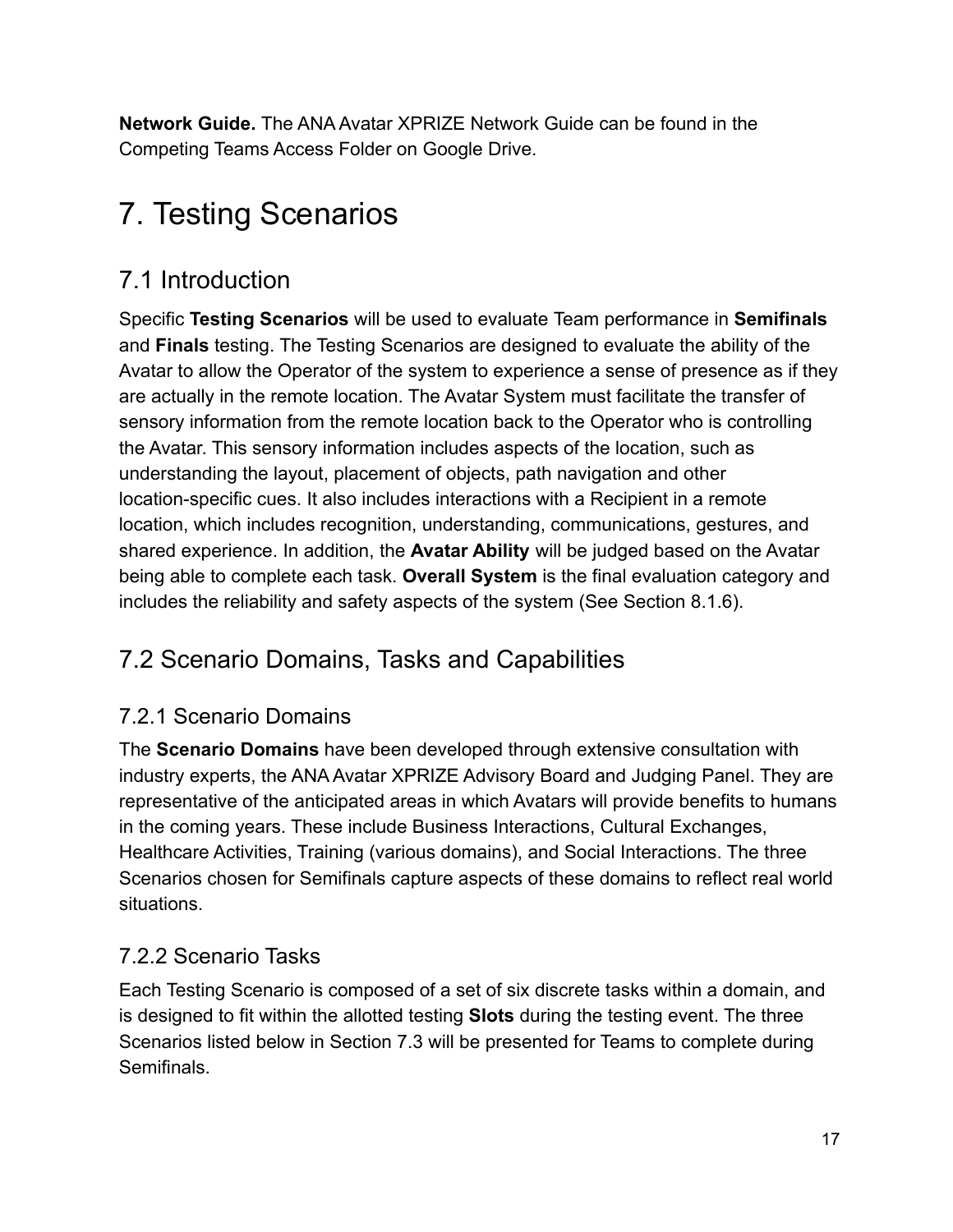**Network Guide.** The ANA Avatar XPRIZE Network Guide can be found in the Competing Teams Access Folder on Google Drive.

# 7. Testing Scenarios

## 7.1 Introduction

Specific **Testing Scenarios** will be used to evaluate Team performance in **Semifinals** and **Finals** testing. The Testing Scenarios are designed to evaluate the ability of the Avatar to allow the Operator of the system to experience a sense of presence as if they are actually in the remote location. The Avatar System must facilitate the transfer of sensory information from the remote location back to the Operator who is controlling the Avatar. This sensory information includes aspects of the location, such as understanding the layout, placement of objects, path navigation and other location-specific cues. It also includes interactions with a Recipient in a remote location, which includes recognition, understanding, communications, gestures, and shared experience. In addition, the **Avatar Ability** will be judged based on the Avatar being able to complete each task. **Overall System** is the final evaluation category and includes the reliability and safety aspects of the system (See Section 8.1.6).

## 7.2 Scenario Domains, Tasks and Capabilities

### 7.2.1 Scenario Domains

The **Scenario Domains** have been developed through extensive consultation with industry experts, the ANA Avatar XPRIZE Advisory Board and Judging Panel. They are representative of the anticipated areas in which Avatars will provide benefits to humans in the coming years. These include Business Interactions, Cultural Exchanges, Healthcare Activities, Training (various domains), and Social Interactions. The three Scenarios chosen for Semifinals capture aspects of these domains to reflect real world situations.

### 7.2.2 Scenario Tasks

Each Testing Scenario is composed of a set of six discrete tasks within a domain, and is designed to fit within the allotted testing **Slots** during the testing event. The three Scenarios listed below in Section 7.3 will be presented for Teams to complete during Semifinals.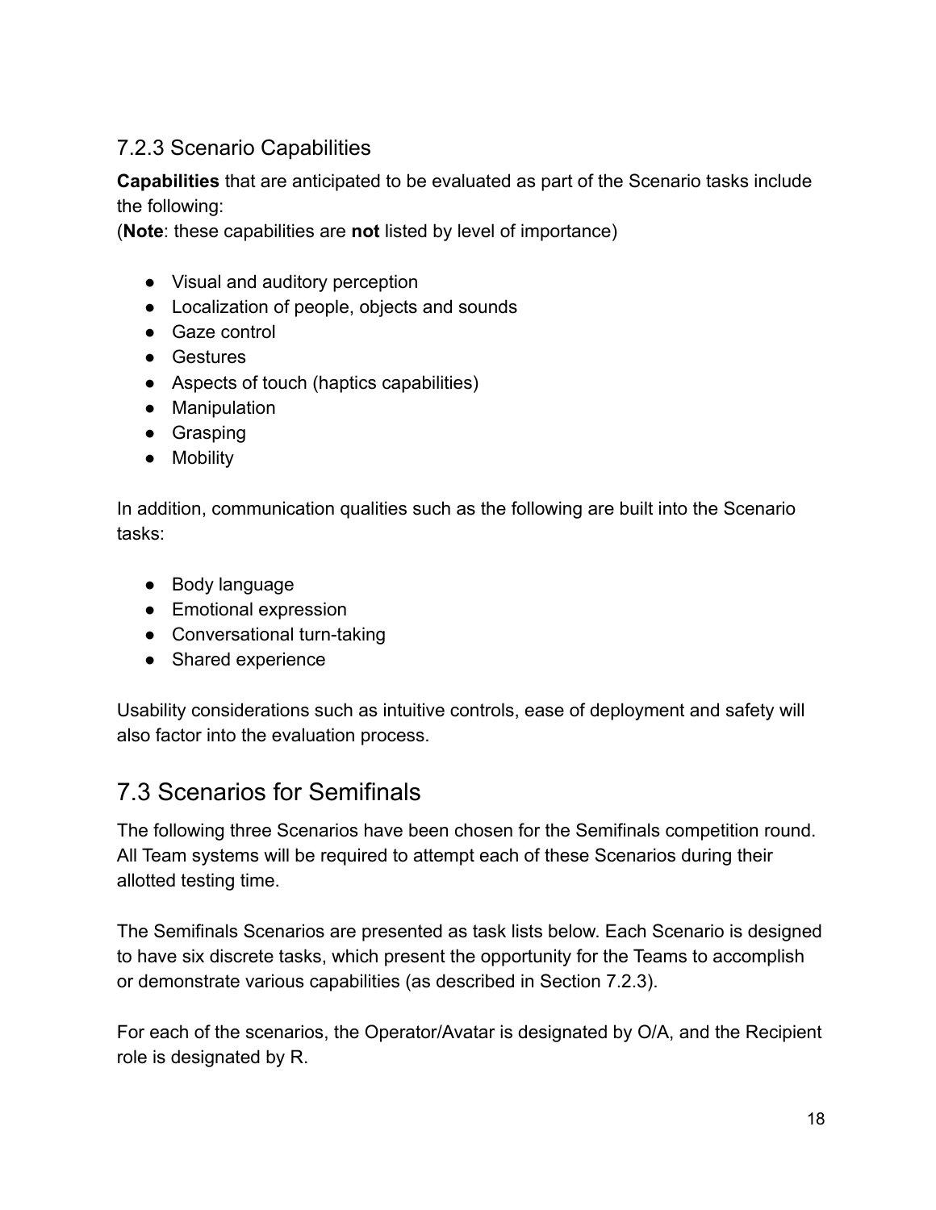### 7.2.3 Scenario Capabilities

**Capabilities** that are anticipated to be evaluated as part of the Scenario tasks include the following:
(**Note**: these capabilities are **not** listed by level of importance)

- Visual and auditory perception
- Localization of people, objects and sounds
- Gaze control
- Gestures
- Aspects of touch (haptics capabilities)
- Manipulation
- Grasping
- Mobility

In addition, communication qualities such as the following are built into the Scenario tasks:

- Body language
- Emotional expression
- Conversational turn-taking
- Shared experience

Usability considerations such as intuitive controls, ease of deployment and safety will also factor into the evaluation process.

## 7.3 Scenarios for Semifinals

The following three Scenarios have been chosen for the Semifinals competition round. All Team systems will be required to attempt each of these Scenarios during their allotted testing time.

The Semifinals Scenarios are presented as task lists below. Each Scenario is designed to have six discrete tasks, which present the opportunity for the Teams to accomplish or demonstrate various capabilities (as described in Section 7.2.3).

For each of the scenarios, the Operator/Avatar is designated by O/A, and the Recipient role is designated by R.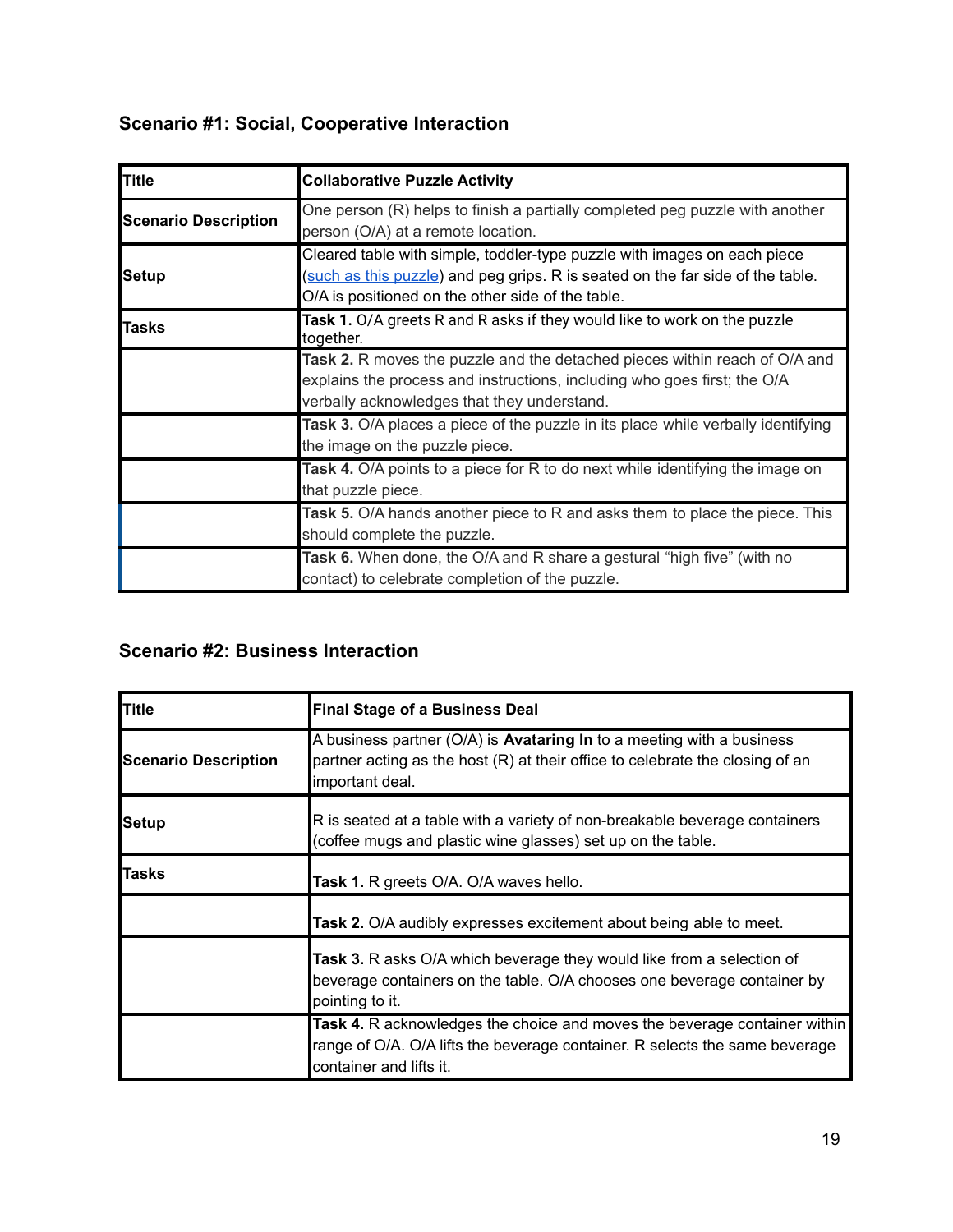### Scenario #1: Social, Cooperative Interaction

| **Title** | **Collaborative Puzzle Activity** |
|---|---|
| **Scenario Description** | One person (R) helps to finish a partially completed peg puzzle with another person (O/A) at a remote location. |
| **Setup** | Cleared table with simple, toddler-type puzzle with images on each piece ([such as this puzzle]) and peg grips. R is seated on the far side of the table. O/A is positioned on the other side of the table. |
| **Tasks** | **Task 1.** O/A greets R and R asks if they would like to work on the puzzle together. |
| | **Task 2.** R moves the puzzle and the detached pieces within reach of O/A and explains the process and instructions, including who goes first; the O/A verbally acknowledges that they understand. |
| | **Task 3.** O/A places a piece of the puzzle in its place while verbally identifying the image on the puzzle piece. |
| | **Task 4.** O/A points to a piece for R to do next while identifying the image on that puzzle piece. |
| | **Task 5.** O/A hands another piece to R and asks them to place the piece. This should complete the puzzle. |
| | **Task 6.** When done, the O/A and R share a gestural "high five" (with no contact) to celebrate completion of the puzzle. |

### Scenario #2: Business Interaction

| **Title** | **Final Stage of a Business Deal** |
|---|---|
| **Scenario Description** | A business partner (O/A) is **Avataring In** to a meeting with a business partner acting as the host (R) at their office to celebrate the closing of an important deal. |
| **Setup** | R is seated at a table with a variety of non-breakable beverage containers (coffee mugs and plastic wine glasses) set up on the table. |
| **Tasks** | **Task 1.** R greets O/A. O/A waves hello. |
| | **Task 2.** O/A audibly expresses excitement about being able to meet. |
| | **Task 3.** R asks O/A which beverage they would like from a selection of beverage containers on the table. O/A chooses one beverage container by pointing to it. |
| | **Task 4.** R acknowledges the choice and moves the beverage container within range of O/A. O/A lifts the beverage container. R selects the same beverage container and lifts it. |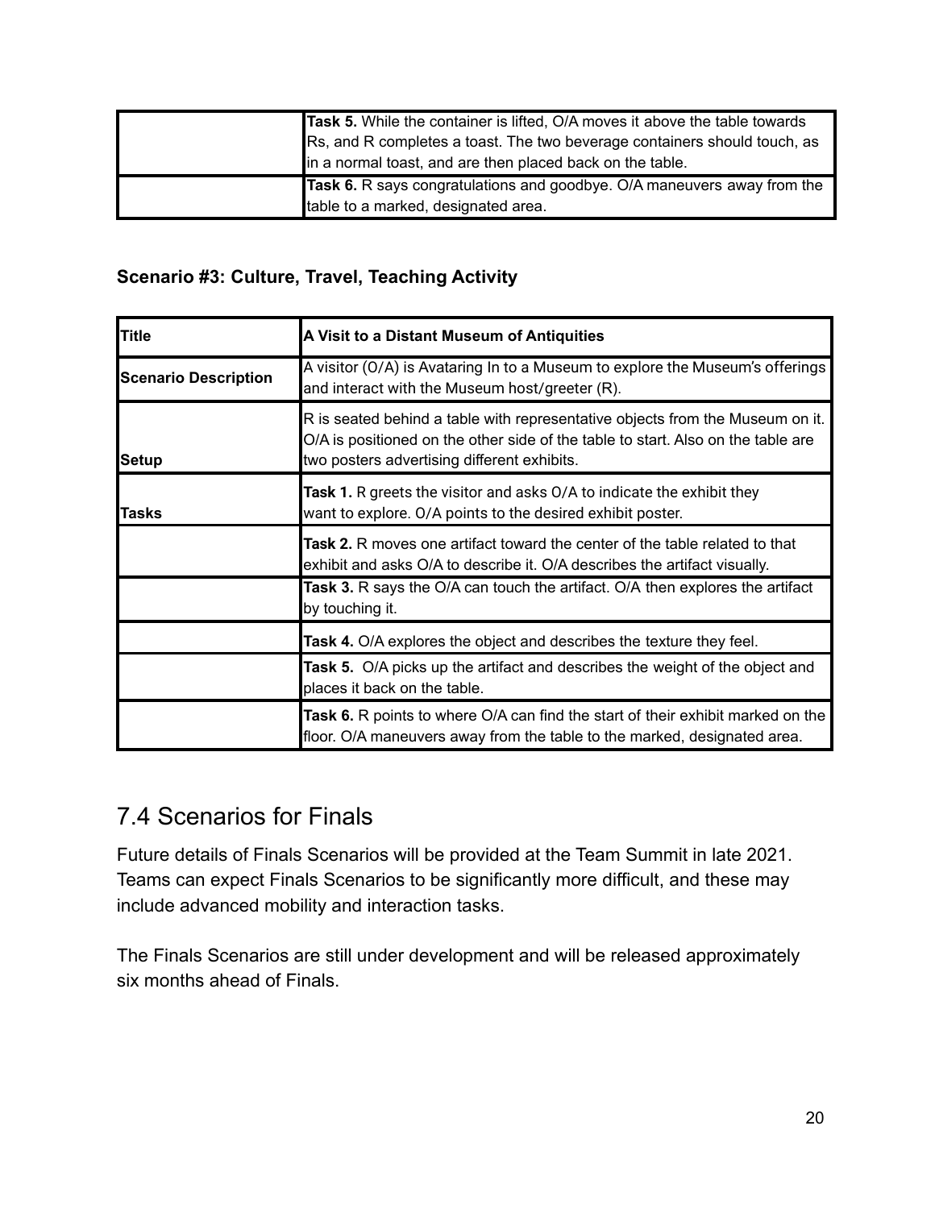| | |
|---|---|
| | **Task 5.** While the container is lifted, O/A moves it above the table towards Rs, and R completes a toast. The two beverage containers should touch, as in a normal toast, and are then placed back on the table. |
| | **Task 6.** R says congratulations and goodbye. O/A maneuvers away from the table to a marked, designated area. |

**Scenario #3: Culture, Travel, Teaching Activity**

| Title | A Visit to a Distant Museum of Antiquities |
|---|---|
| **Scenario Description** | A visitor (O/A) is Avataring In to a Museum to explore the Museum's offerings and interact with the Museum host/greeter (R). |
| **Setup** | R is seated behind a table with representative objects from the Museum on it. O/A is positioned on the other side of the table to start. Also on the table are two posters advertising different exhibits. |
| **Tasks** | **Task 1.** R greets the visitor and asks O/A to indicate the exhibit they want to explore. O/A points to the desired exhibit poster. |
| | **Task 2.** R moves one artifact toward the center of the table related to that exhibit and asks O/A to describe it. O/A describes the artifact visually. |
| | **Task 3.** R says the O/A can touch the artifact. O/A then explores the artifact by touching it. |
| | **Task 4.** O/A explores the object and describes the texture they feel. |
| | **Task 5.** O/A picks up the artifact and describes the weight of the object and places it back on the table. |
| | **Task 6.** R points to where O/A can find the start of their exhibit marked on the floor. O/A maneuvers away from the table to the marked, designated area. |

## 7.4 Scenarios for Finals

Future details of Finals Scenarios will be provided at the Team Summit in late 2021. Teams can expect Finals Scenarios to be significantly more difficult, and these may include advanced mobility and interaction tasks.

The Finals Scenarios are still under development and will be released approximately six months ahead of Finals.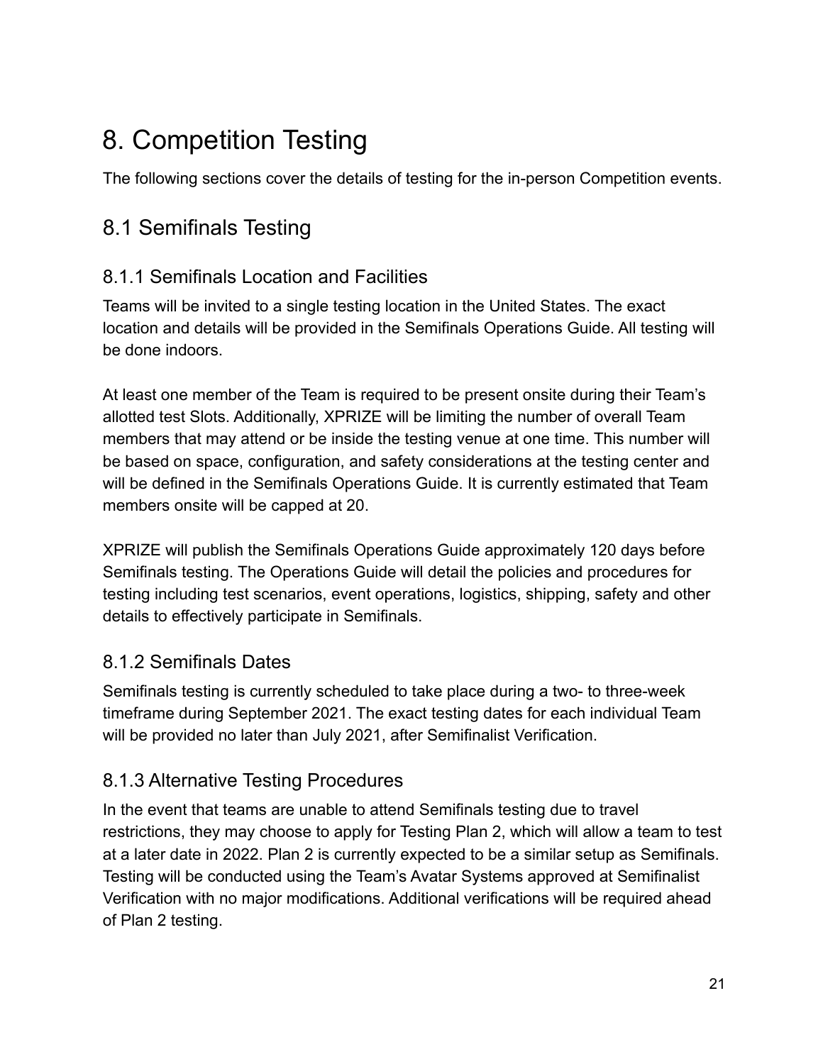# 8. Competition Testing

The following sections cover the details of testing for the in-person Competition events.

## 8.1 Semifinals Testing

### 8.1.1 Semifinals Location and Facilities

Teams will be invited to a single testing location in the United States. The exact location and details will be provided in the Semifinals Operations Guide. All testing will be done indoors.

At least one member of the Team is required to be present onsite during their Team's allotted test Slots. Additionally, XPRIZE will be limiting the number of overall Team members that may attend or be inside the testing venue at one time. This number will be based on space, configuration, and safety considerations at the testing center and will be defined in the Semifinals Operations Guide. It is currently estimated that Team members onsite will be capped at 20.

XPRIZE will publish the Semifinals Operations Guide approximately 120 days before Semifinals testing. The Operations Guide will detail the policies and procedures for testing including test scenarios, event operations, logistics, shipping, safety and other details to effectively participate in Semifinals.

### 8.1.2 Semifinals Dates

Semifinals testing is currently scheduled to take place during a two- to three-week timeframe during September 2021. The exact testing dates for each individual Team will be provided no later than July 2021, after Semifinalist Verification.

### 8.1.3 Alternative Testing Procedures

In the event that teams are unable to attend Semifinals testing due to travel restrictions, they may choose to apply for Testing Plan 2, which will allow a team to test at a later date in 2022. Plan 2 is currently expected to be a similar setup as Semifinals. Testing will be conducted using the Team's Avatar Systems approved at Semifinalist Verification with no major modifications. Additional verifications will be required ahead of Plan 2 testing.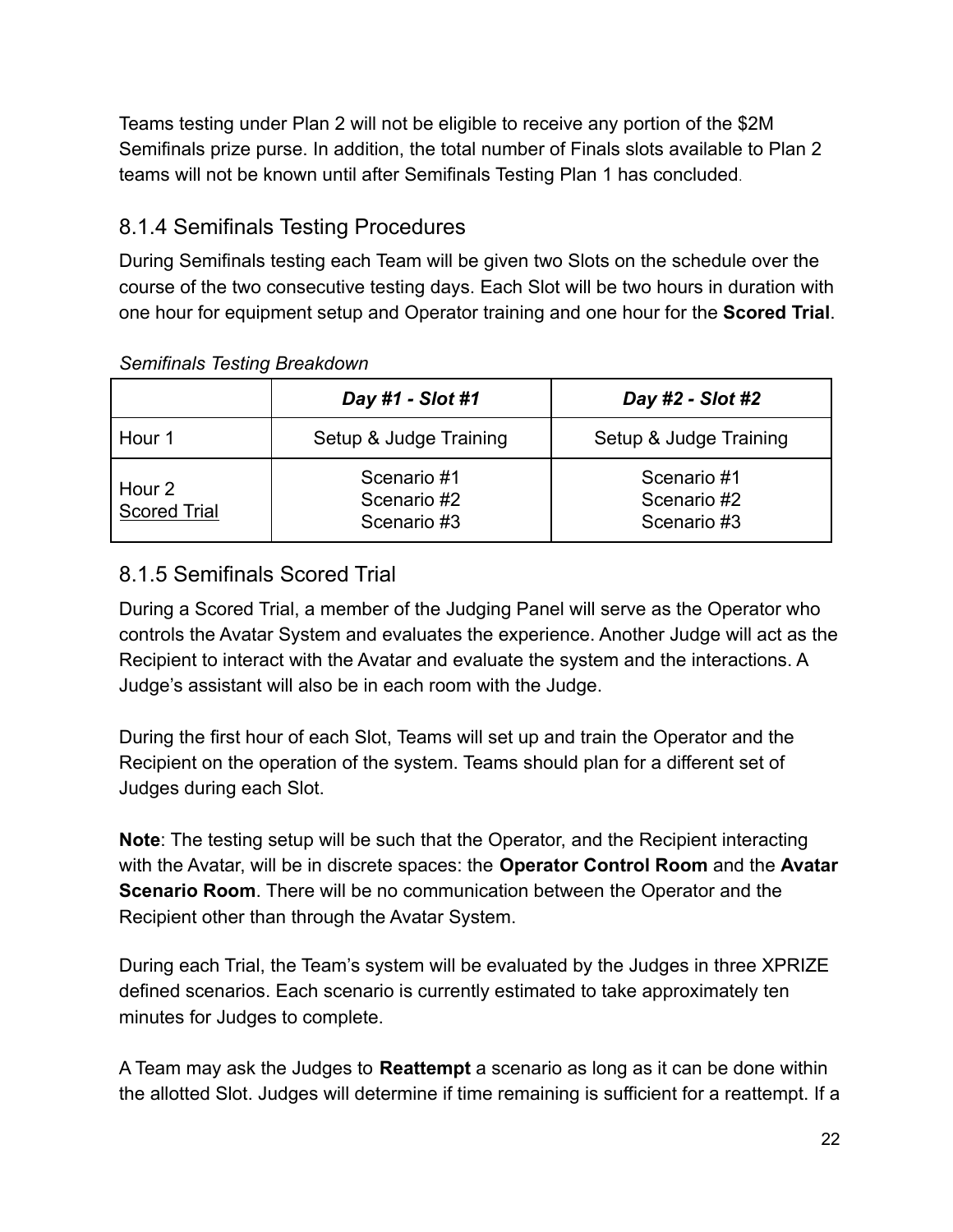Teams testing under Plan 2 will not be eligible to receive any portion of the $2M Semifinals prize purse. In addition, the total number of Finals slots available to Plan 2 teams will not be known until after Semifinals Testing Plan 1 has concluded.

### 8.1.4 Semifinals Testing Procedures

During Semifinals testing each Team will be given two Slots on the schedule over the course of the two consecutive testing days. Each Slot will be two hours in duration with one hour for equipment setup and Operator training and one hour for the **Scored Trial**.

*Semifinals Testing Breakdown*

| | ***Day #1 - Slot #1*** | ***Day #2 - Slot #2*** |
|---|---|---|
| Hour 1 | Setup & Judge Training | Setup & Judge Training |
| Hour 2<br>Scored Trial | Scenario #1<br>Scenario #2<br>Scenario #3 | Scenario #1<br>Scenario #2<br>Scenario #3 |

### 8.1.5 Semifinals Scored Trial

During a Scored Trial, a member of the Judging Panel will serve as the Operator who controls the Avatar System and evaluates the experience. Another Judge will act as the Recipient to interact with the Avatar and evaluate the system and the interactions. A Judge's assistant will also be in each room with the Judge.

During the first hour of each Slot, Teams will set up and train the Operator and the Recipient on the operation of the system. Teams should plan for a different set of Judges during each Slot.

**Note**: The testing setup will be such that the Operator, and the Recipient interacting with the Avatar, will be in discrete spaces: the **Operator Control Room** and the **Avatar Scenario Room**. There will be no communication between the Operator and the Recipient other than through the Avatar System.

During each Trial, the Team's system will be evaluated by the Judges in three XPRIZE defined scenarios. Each scenario is currently estimated to take approximately ten minutes for Judges to complete.

A Team may ask the Judges to **Reattempt** a scenario as long as it can be done within the allotted Slot. Judges will determine if time remaining is sufficient for a reattempt. If a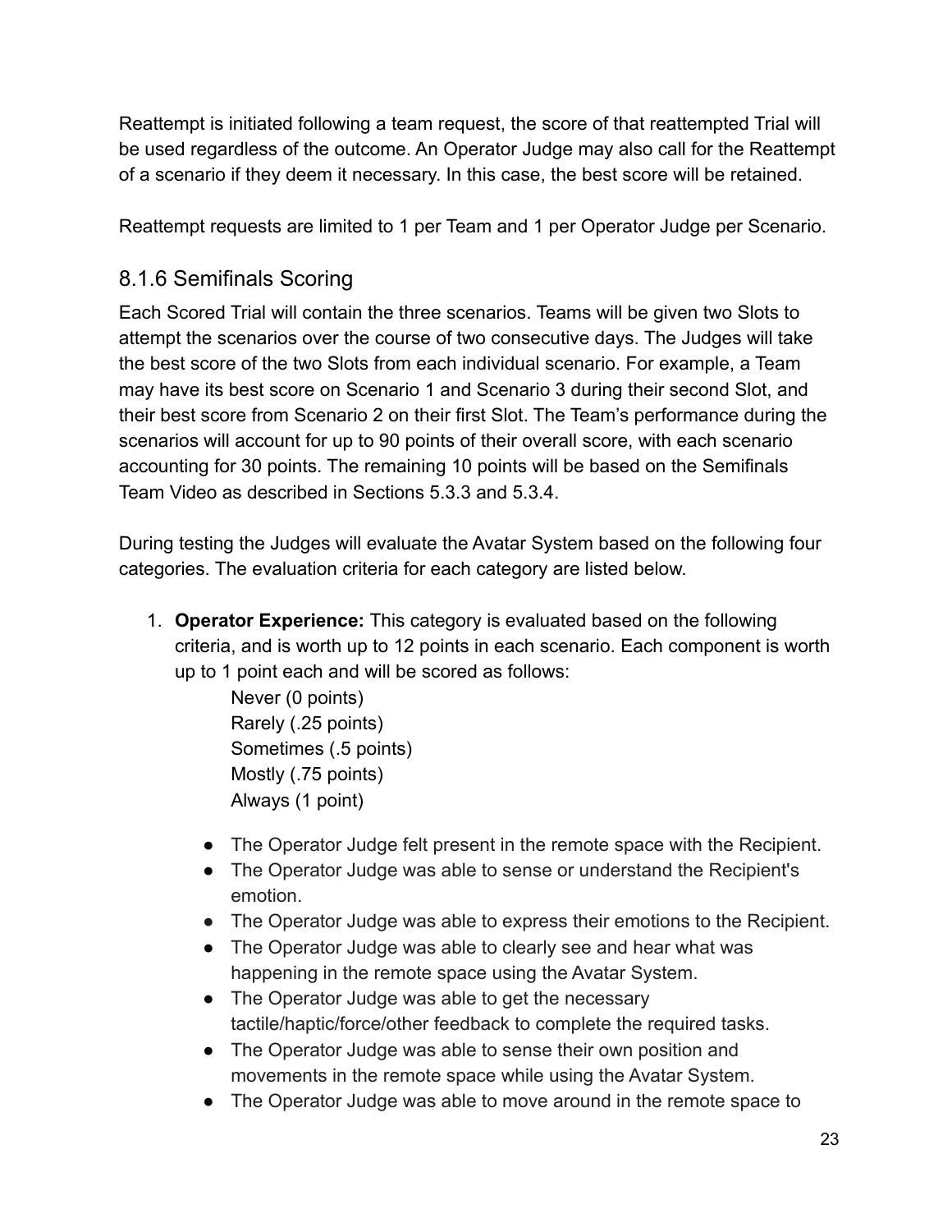Reattempt is initiated following a team request, the score of that reattempted Trial will be used regardless of the outcome. An Operator Judge may also call for the Reattempt of a scenario if they deem it necessary. In this case, the best score will be retained.

Reattempt requests are limited to 1 per Team and 1 per Operator Judge per Scenario.

### 8.1.6 Semifinals Scoring

Each Scored Trial will contain the three scenarios. Teams will be given two Slots to attempt the scenarios over the course of two consecutive days. The Judges will take the best score of the two Slots from each individual scenario. For example, a Team may have its best score on Scenario 1 and Scenario 3 during their second Slot, and their best score from Scenario 2 on their first Slot. The Team's performance during the scenarios will account for up to 90 points of their overall score, with each scenario accounting for 30 points. The remaining 10 points will be based on the Semifinals Team Video as described in Sections 5.3.3 and 5.3.4.

During testing the Judges will evaluate the Avatar System based on the following four categories. The evaluation criteria for each category are listed below.

1. **Operator Experience:** This category is evaluated based on the following criteria, and is worth up to 12 points in each scenario. Each component is worth up to 1 point each and will be scored as follows:

   Never (0 points)
   Rarely (.25 points)
   Sometimes (.5 points)
   Mostly (.75 points)
   Always (1 point)

   - The Operator Judge felt present in the remote space with the Recipient.
   - The Operator Judge was able to sense or understand the Recipient's emotion.
   - The Operator Judge was able to express their emotions to the Recipient.
   - The Operator Judge was able to clearly see and hear what was happening in the remote space using the Avatar System.
   - The Operator Judge was able to get the necessary tactile/haptic/force/other feedback to complete the required tasks.
   - The Operator Judge was able to sense their own position and movements in the remote space while using the Avatar System.
   - The Operator Judge was able to move around in the remote space to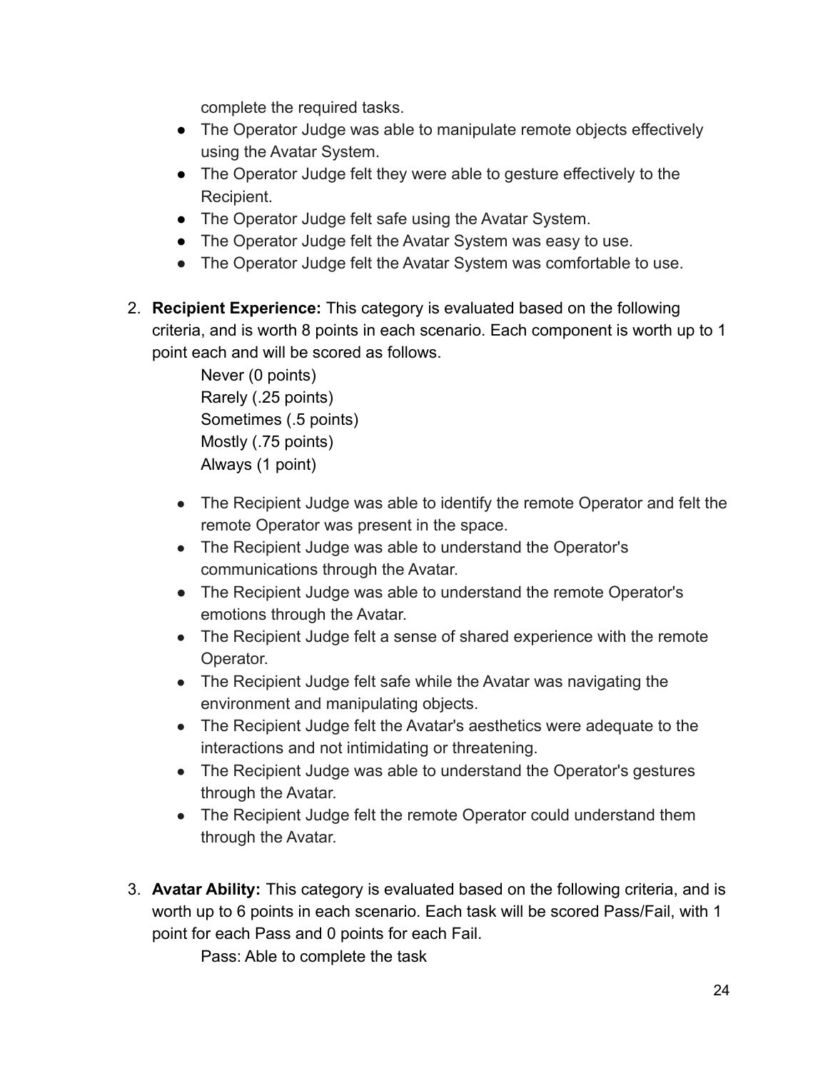complete the required tasks.

- The Operator Judge was able to manipulate remote objects effectively using the Avatar System.
- The Operator Judge felt they were able to gesture effectively to the Recipient.
- The Operator Judge felt safe using the Avatar System.
- The Operator Judge felt the Avatar System was easy to use.
- The Operator Judge felt the Avatar System was comfortable to use.

2. **Recipient Experience:** This category is evaluated based on the following criteria, and is worth 8 points in each scenario. Each component is worth up to 1 point each and will be scored as follows.

   Never (0 points)
   Rarely (.25 points)
   Sometimes (.5 points)
   Mostly (.75 points)
   Always (1 point)

   - The Recipient Judge was able to identify the remote Operator and felt the remote Operator was present in the space.
   - The Recipient Judge was able to understand the Operator's communications through the Avatar.
   - The Recipient Judge was able to understand the remote Operator's emotions through the Avatar.
   - The Recipient Judge felt a sense of shared experience with the remote Operator.
   - The Recipient Judge felt safe while the Avatar was navigating the environment and manipulating objects.
   - The Recipient Judge felt the Avatar's aesthetics were adequate to the interactions and not intimidating or threatening.
   - The Recipient Judge was able to understand the Operator's gestures through the Avatar.
   - The Recipient Judge felt the remote Operator could understand them through the Avatar.

3. **Avatar Ability:** This category is evaluated based on the following criteria, and is worth up to 6 points in each scenario. Each task will be scored Pass/Fail, with 1 point for each Pass and 0 points for each Fail.

   Pass: Able to complete the task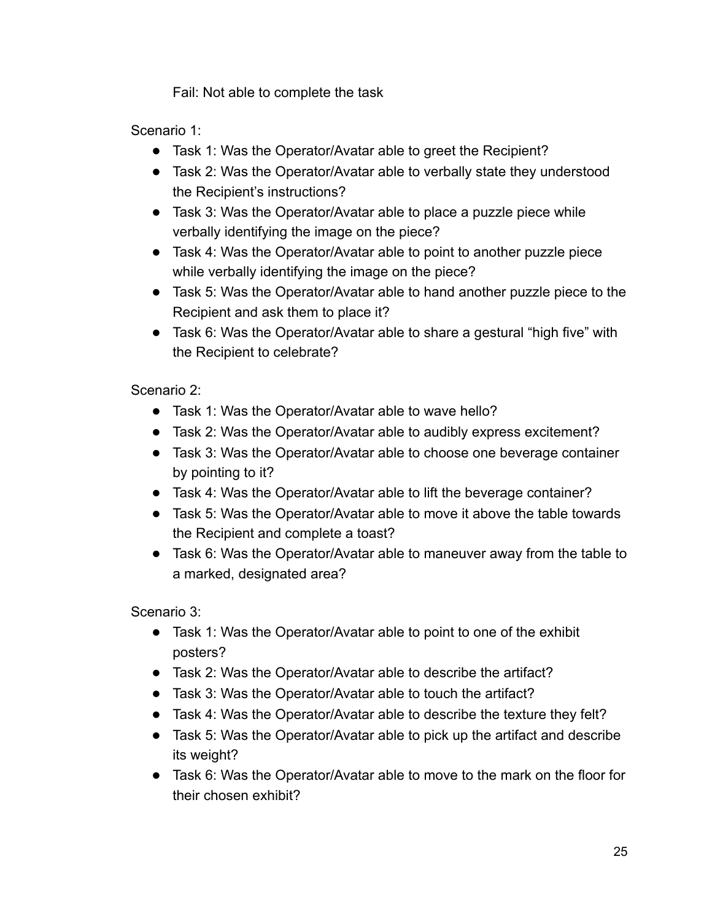Fail: Not able to complete the task

Scenario 1:

- Task 1: Was the Operator/Avatar able to greet the Recipient?
- Task 2: Was the Operator/Avatar able to verbally state they understood the Recipient's instructions?
- Task 3: Was the Operator/Avatar able to place a puzzle piece while verbally identifying the image on the piece?
- Task 4: Was the Operator/Avatar able to point to another puzzle piece while verbally identifying the image on the piece?
- Task 5: Was the Operator/Avatar able to hand another puzzle piece to the Recipient and ask them to place it?
- Task 6: Was the Operator/Avatar able to share a gestural "high five" with the Recipient to celebrate?

Scenario 2:

- Task 1: Was the Operator/Avatar able to wave hello?
- Task 2: Was the Operator/Avatar able to audibly express excitement?
- Task 3: Was the Operator/Avatar able to choose one beverage container by pointing to it?
- Task 4: Was the Operator/Avatar able to lift the beverage container?
- Task 5: Was the Operator/Avatar able to move it above the table towards the Recipient and complete a toast?
- Task 6: Was the Operator/Avatar able to maneuver away from the table to a marked, designated area?

Scenario 3:

- Task 1: Was the Operator/Avatar able to point to one of the exhibit posters?
- Task 2: Was the Operator/Avatar able to describe the artifact?
- Task 3: Was the Operator/Avatar able to touch the artifact?
- Task 4: Was the Operator/Avatar able to describe the texture they felt?
- Task 5: Was the Operator/Avatar able to pick up the artifact and describe its weight?
- Task 6: Was the Operator/Avatar able to move to the mark on the floor for their chosen exhibit?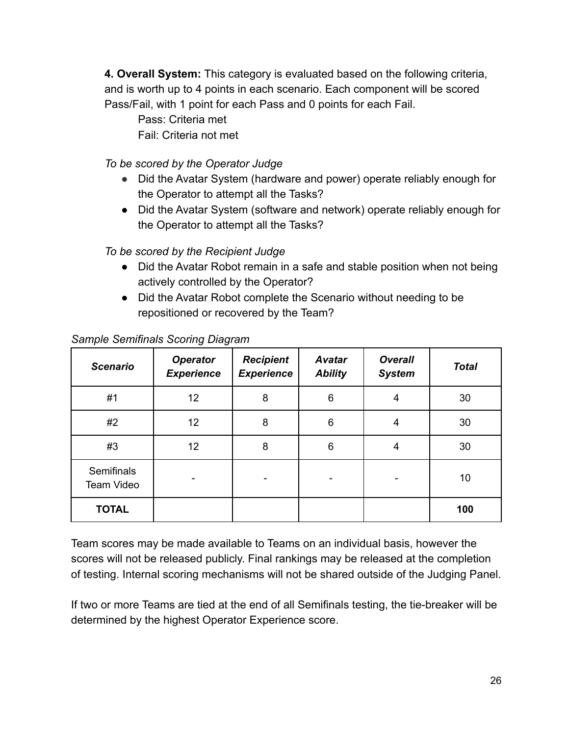**4. Overall System:** This category is evaluated based on the following criteria, and is worth up to 4 points in each scenario. Each component will be scored Pass/Fail, with 1 point for each Pass and 0 points for each Fail.

Pass: Criteria met

Fail: Criteria not met

*To be scored by the Operator Judge*

- Did the Avatar System (hardware and power) operate reliably enough for the Operator to attempt all the Tasks?
- Did the Avatar System (software and network) operate reliably enough for the Operator to attempt all the Tasks?

*To be scored by the Recipient Judge*

- Did the Avatar Robot remain in a safe and stable position when not being actively controlled by the Operator?
- Did the Avatar Robot complete the Scenario without needing to be repositioned or recovered by the Team?

*Sample Semifinals Scoring Diagram*

| ***Scenario*** | ***Operator Experience*** | ***Recipient Experience*** | ***Avatar Ability*** | ***Overall System*** | ***Total*** |
|---|---|---|---|---|---|
| #1 | 12 | 8 | 6 | 4 | 30 |
| #2 | 12 | 8 | 6 | 4 | 30 |
| #3 | 12 | 8 | 6 | 4 | 30 |
| Semifinals Team Video | - | - | - | - | 10 |
| **TOTAL** | | | | | **100** |

Team scores may be made available to Teams on an individual basis, however the scores will not be released publicly. Final rankings may be released at the completion of testing. Internal scoring mechanisms will not be shared outside of the Judging Panel.

If two or more Teams are tied at the end of all Semifinals testing, the tie-breaker will be determined by the highest Operator Experience score.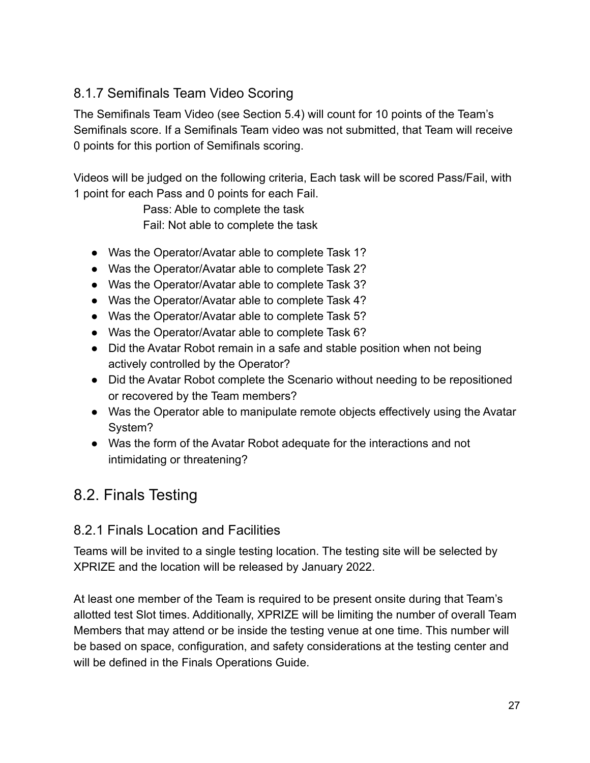### 8.1.7 Semifinals Team Video Scoring

The Semifinals Team Video (see Section 5.4) will count for 10 points of the Team's Semifinals score. If a Semifinals Team video was not submitted, that Team will receive 0 points for this portion of Semifinals scoring.

Videos will be judged on the following criteria, Each task will be scored Pass/Fail, with 1 point for each Pass and 0 points for each Fail.

Pass: Able to complete the task
Fail: Not able to complete the task

- Was the Operator/Avatar able to complete Task 1?
- Was the Operator/Avatar able to complete Task 2?
- Was the Operator/Avatar able to complete Task 3?
- Was the Operator/Avatar able to complete Task 4?
- Was the Operator/Avatar able to complete Task 5?
- Was the Operator/Avatar able to complete Task 6?
- Did the Avatar Robot remain in a safe and stable position when not being actively controlled by the Operator?
- Did the Avatar Robot complete the Scenario without needing to be repositioned or recovered by the Team members?
- Was the Operator able to manipulate remote objects effectively using the Avatar System?
- Was the form of the Avatar Robot adequate for the interactions and not intimidating or threatening?

## 8.2. Finals Testing

### 8.2.1 Finals Location and Facilities

Teams will be invited to a single testing location. The testing site will be selected by XPRIZE and the location will be released by January 2022.

At least one member of the Team is required to be present onsite during that Team's allotted test Slot times. Additionally, XPRIZE will be limiting the number of overall Team Members that may attend or be inside the testing venue at one time. This number will be based on space, configuration, and safety considerations at the testing center and will be defined in the Finals Operations Guide.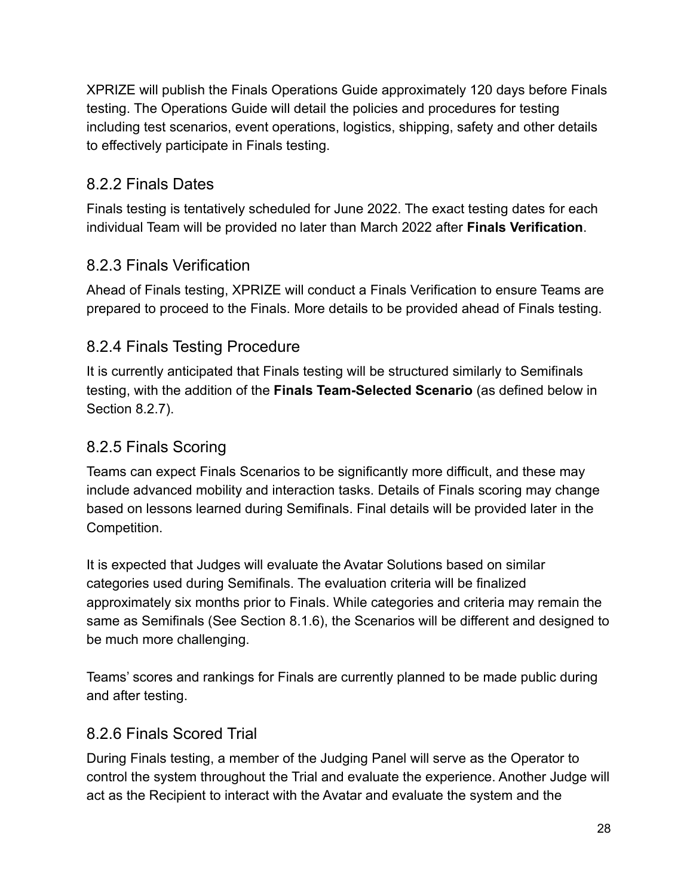XPRIZE will publish the Finals Operations Guide approximately 120 days before Finals testing. The Operations Guide will detail the policies and procedures for testing including test scenarios, event operations, logistics, shipping, safety and other details to effectively participate in Finals testing.

### 8.2.2 Finals Dates

Finals testing is tentatively scheduled for June 2022. The exact testing dates for each individual Team will be provided no later than March 2022 after **Finals Verification**.

### 8.2.3 Finals Verification

Ahead of Finals testing, XPRIZE will conduct a Finals Verification to ensure Teams are prepared to proceed to the Finals. More details to be provided ahead of Finals testing.

### 8.2.4 Finals Testing Procedure

It is currently anticipated that Finals testing will be structured similarly to Semifinals testing, with the addition of the **Finals Team-Selected Scenario** (as defined below in Section 8.2.7).

### 8.2.5 Finals Scoring

Teams can expect Finals Scenarios to be significantly more difficult, and these may include advanced mobility and interaction tasks. Details of Finals scoring may change based on lessons learned during Semifinals. Final details will be provided later in the Competition.

It is expected that Judges will evaluate the Avatar Solutions based on similar categories used during Semifinals. The evaluation criteria will be finalized approximately six months prior to Finals. While categories and criteria may remain the same as Semifinals (See Section 8.1.6), the Scenarios will be different and designed to be much more challenging.

Teams' scores and rankings for Finals are currently planned to be made public during and after testing.

### 8.2.6 Finals Scored Trial

During Finals testing, a member of the Judging Panel will serve as the Operator to control the system throughout the Trial and evaluate the experience. Another Judge will act as the Recipient to interact with the Avatar and evaluate the system and the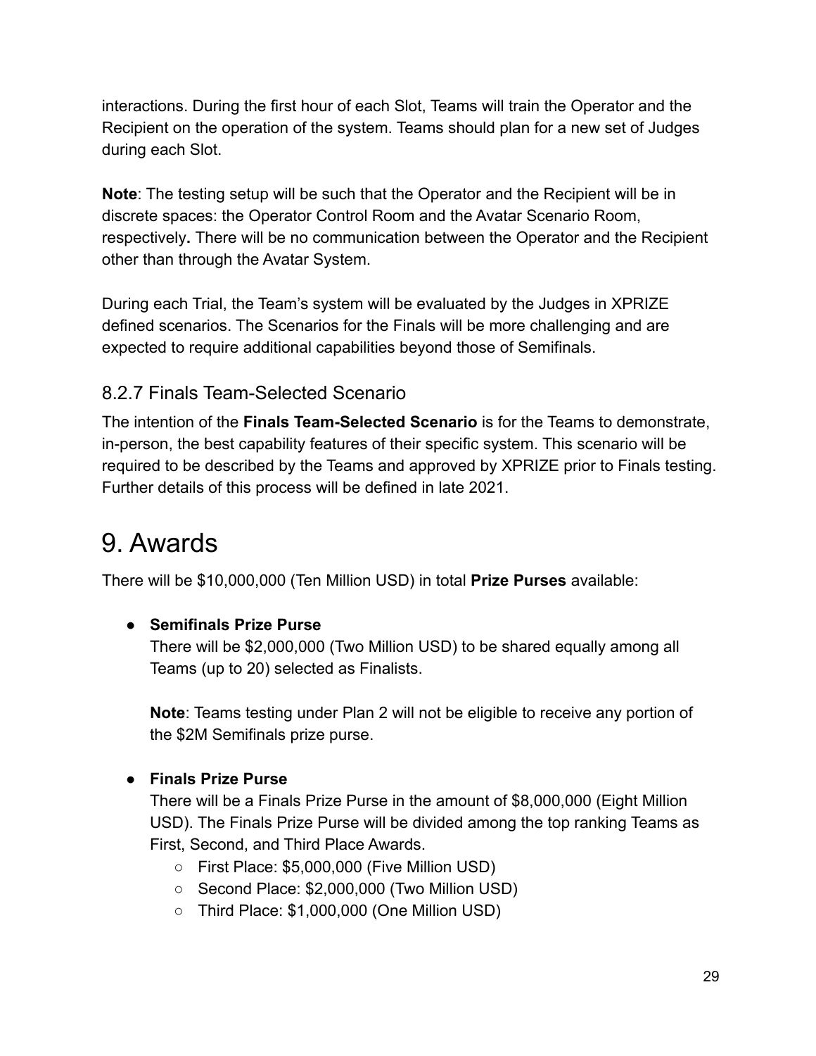interactions. During the first hour of each Slot, Teams will train the Operator and the Recipient on the operation of the system. Teams should plan for a new set of Judges during each Slot.

**Note**: The testing setup will be such that the Operator and the Recipient will be in discrete spaces: the Operator Control Room and the Avatar Scenario Room, respectively**.** There will be no communication between the Operator and the Recipient other than through the Avatar System.

During each Trial, the Team's system will be evaluated by the Judges in XPRIZE defined scenarios. The Scenarios for the Finals will be more challenging and are expected to require additional capabilities beyond those of Semifinals.

### 8.2.7 Finals Team-Selected Scenario

The intention of the **Finals Team-Selected Scenario** is for the Teams to demonstrate, in-person, the best capability features of their specific system. This scenario will be required to be described by the Teams and approved by XPRIZE prior to Finals testing. Further details of this process will be defined in late 2021.

# 9. Awards

There will be $10,000,000 (Ten Million USD) in total **Prize Purses** available:

- **Semifinals Prize Purse**
  There will be $2,000,000 (Two Million USD) to be shared equally among all Teams (up to 20) selected as Finalists.

  **Note**: Teams testing under Plan 2 will not be eligible to receive any portion of the $2M Semifinals prize purse.

- **Finals Prize Purse**
  There will be a Finals Prize Purse in the amount of $8,000,000 (Eight Million USD). The Finals Prize Purse will be divided among the top ranking Teams as First, Second, and Third Place Awards.
  - First Place: $5,000,000 (Five Million USD)
  - Second Place: $2,000,000 (Two Million USD)
  - Third Place: $1,000,000 (One Million USD)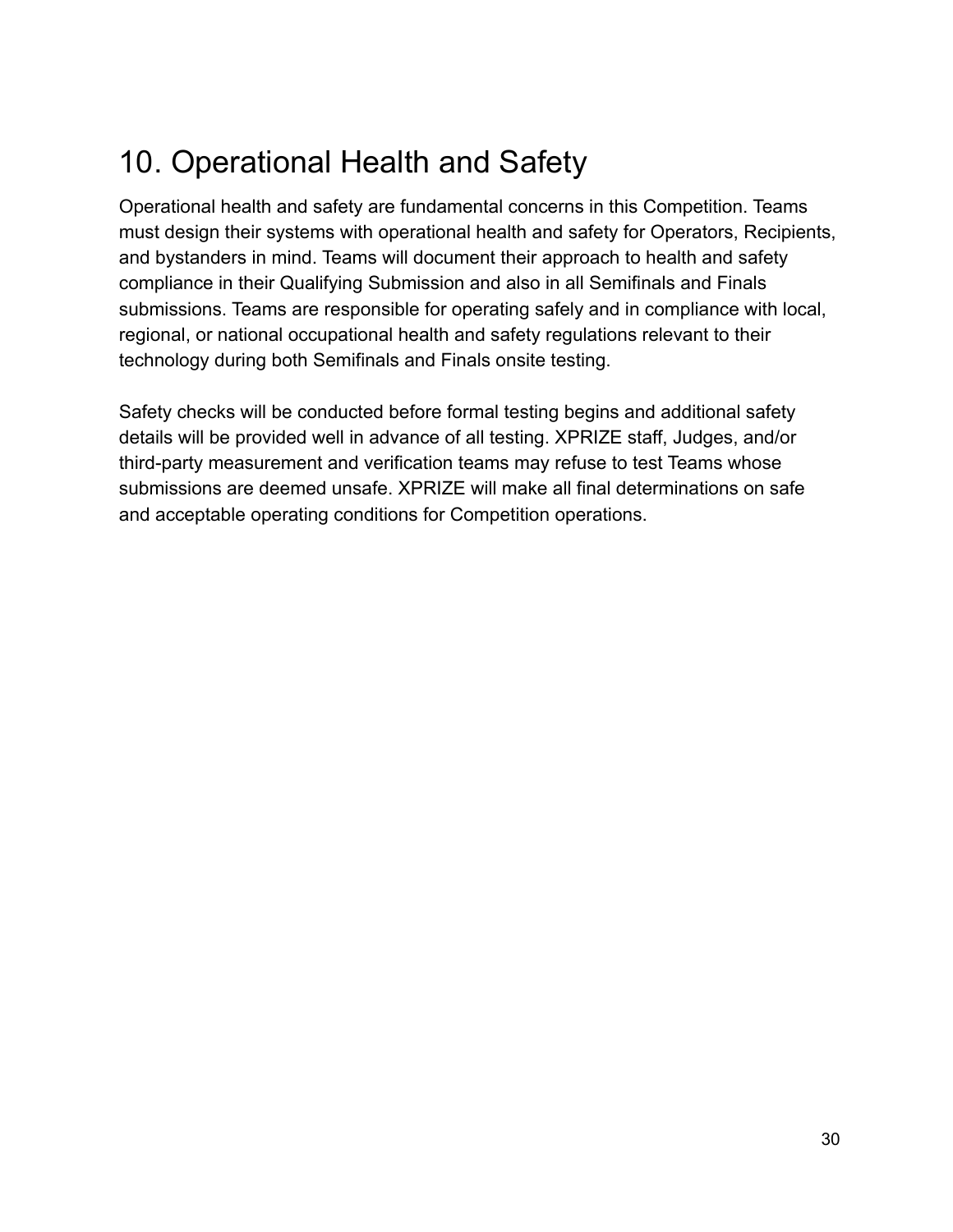# 10. Operational Health and Safety

Operational health and safety are fundamental concerns in this Competition. Teams must design their systems with operational health and safety for Operators, Recipients, and bystanders in mind. Teams will document their approach to health and safety compliance in their Qualifying Submission and also in all Semifinals and Finals submissions. Teams are responsible for operating safely and in compliance with local, regional, or national occupational health and safety regulations relevant to their technology during both Semifinals and Finals onsite testing.

Safety checks will be conducted before formal testing begins and additional safety details will be provided well in advance of all testing. XPRIZE staff, Judges, and/or third-party measurement and verification teams may refuse to test Teams whose submissions are deemed unsafe. XPRIZE will make all final determinations on safe and acceptable operating conditions for Competition operations.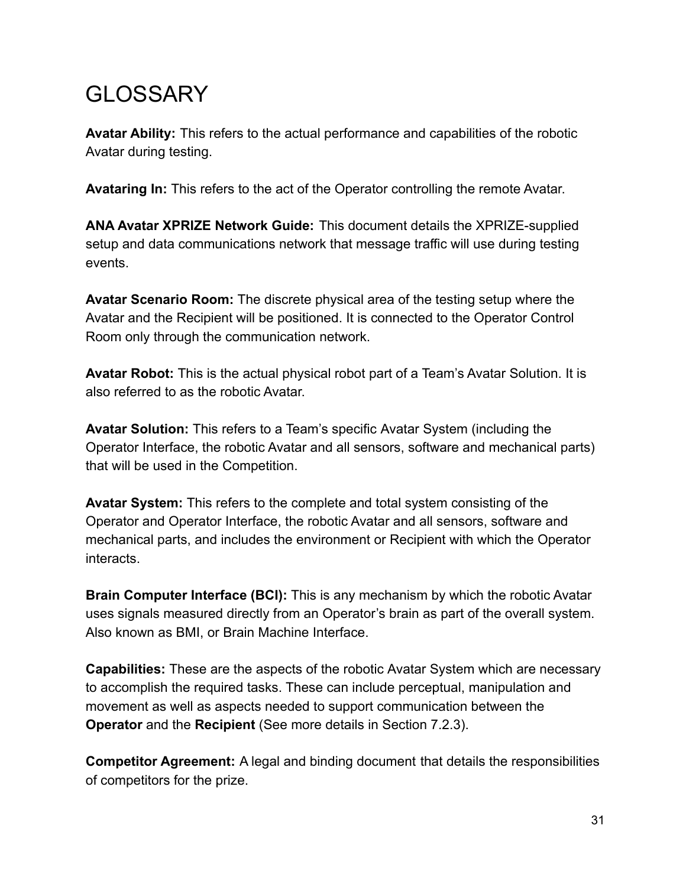# GLOSSARY

**Avatar Ability:** This refers to the actual performance and capabilities of the robotic Avatar during testing.

**Avataring In:** This refers to the act of the Operator controlling the remote Avatar.

**ANA Avatar XPRIZE Network Guide:** This document details the XPRIZE-supplied setup and data communications network that message traffic will use during testing events.

**Avatar Scenario Room:** The discrete physical area of the testing setup where the Avatar and the Recipient will be positioned. It is connected to the Operator Control Room only through the communication network.

**Avatar Robot:** This is the actual physical robot part of a Team's Avatar Solution. It is also referred to as the robotic Avatar.

**Avatar Solution:** This refers to a Team's specific Avatar System (including the Operator Interface, the robotic Avatar and all sensors, software and mechanical parts) that will be used in the Competition.

**Avatar System:** This refers to the complete and total system consisting of the Operator and Operator Interface, the robotic Avatar and all sensors, software and mechanical parts, and includes the environment or Recipient with which the Operator interacts.

**Brain Computer Interface (BCI):** This is any mechanism by which the robotic Avatar uses signals measured directly from an Operator's brain as part of the overall system. Also known as BMI, or Brain Machine Interface.

**Capabilities:** These are the aspects of the robotic Avatar System which are necessary to accomplish the required tasks. These can include perceptual, manipulation and movement as well as aspects needed to support communication between the **Operator** and the **Recipient** (See more details in Section 7.2.3).

**Competitor Agreement:** A legal and binding document that details the responsibilities of competitors for the prize.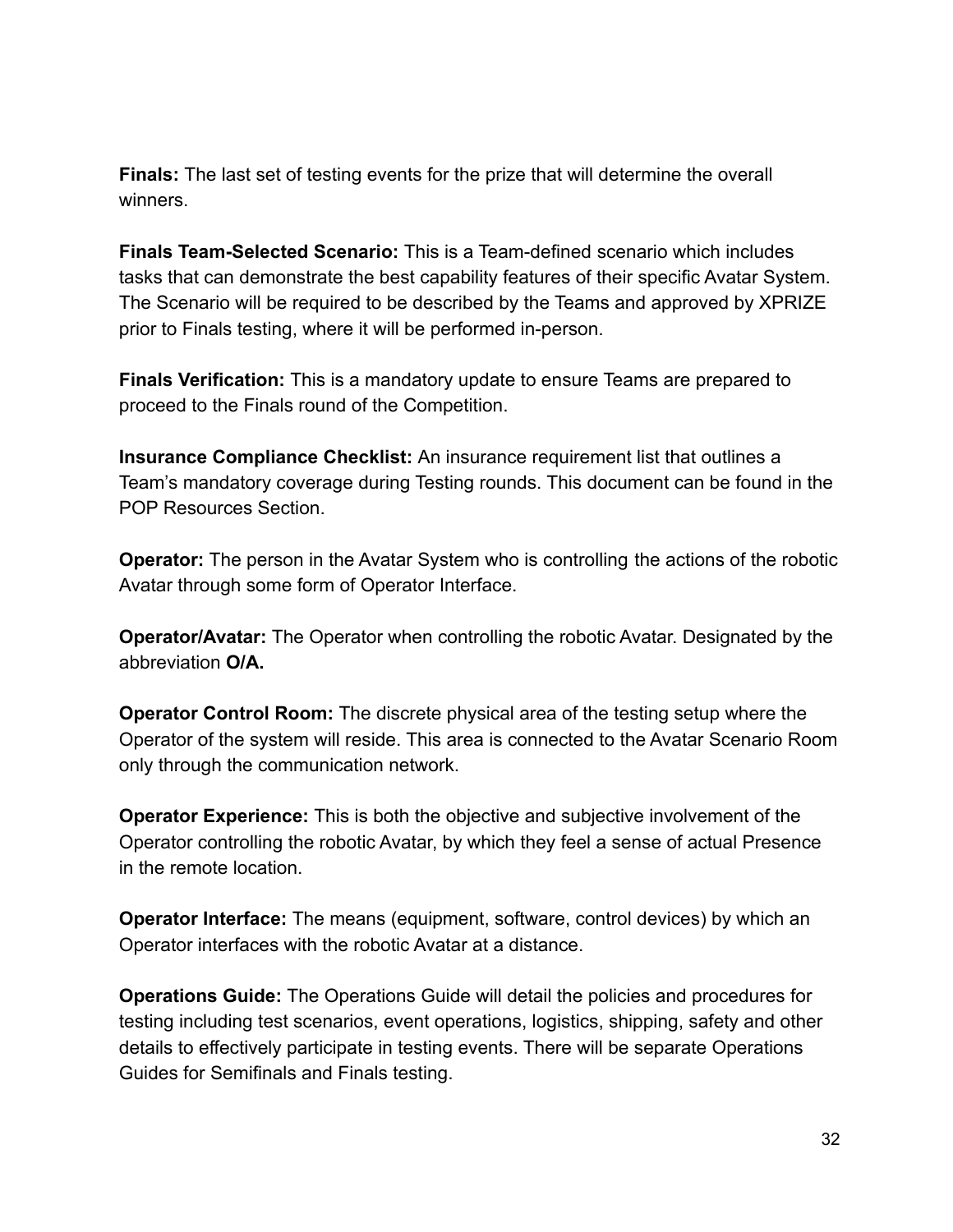**Finals:** The last set of testing events for the prize that will determine the overall winners.

**Finals Team-Selected Scenario:** This is a Team-defined scenario which includes tasks that can demonstrate the best capability features of their specific Avatar System. The Scenario will be required to be described by the Teams and approved by XPRIZE prior to Finals testing, where it will be performed in-person.

**Finals Verification:** This is a mandatory update to ensure Teams are prepared to proceed to the Finals round of the Competition.

**Insurance Compliance Checklist:** An insurance requirement list that outlines a Team's mandatory coverage during Testing rounds. This document can be found in the POP Resources Section.

**Operator:** The person in the Avatar System who is controlling the actions of the robotic Avatar through some form of Operator Interface.

**Operator/Avatar:** The Operator when controlling the robotic Avatar. Designated by the abbreviation **O/A.**

**Operator Control Room:** The discrete physical area of the testing setup where the Operator of the system will reside. This area is connected to the Avatar Scenario Room only through the communication network.

**Operator Experience:** This is both the objective and subjective involvement of the Operator controlling the robotic Avatar, by which they feel a sense of actual Presence in the remote location.

**Operator Interface:** The means (equipment, software, control devices) by which an Operator interfaces with the robotic Avatar at a distance.

**Operations Guide:** The Operations Guide will detail the policies and procedures for testing including test scenarios, event operations, logistics, shipping, safety and other details to effectively participate in testing events. There will be separate Operations Guides for Semifinals and Finals testing.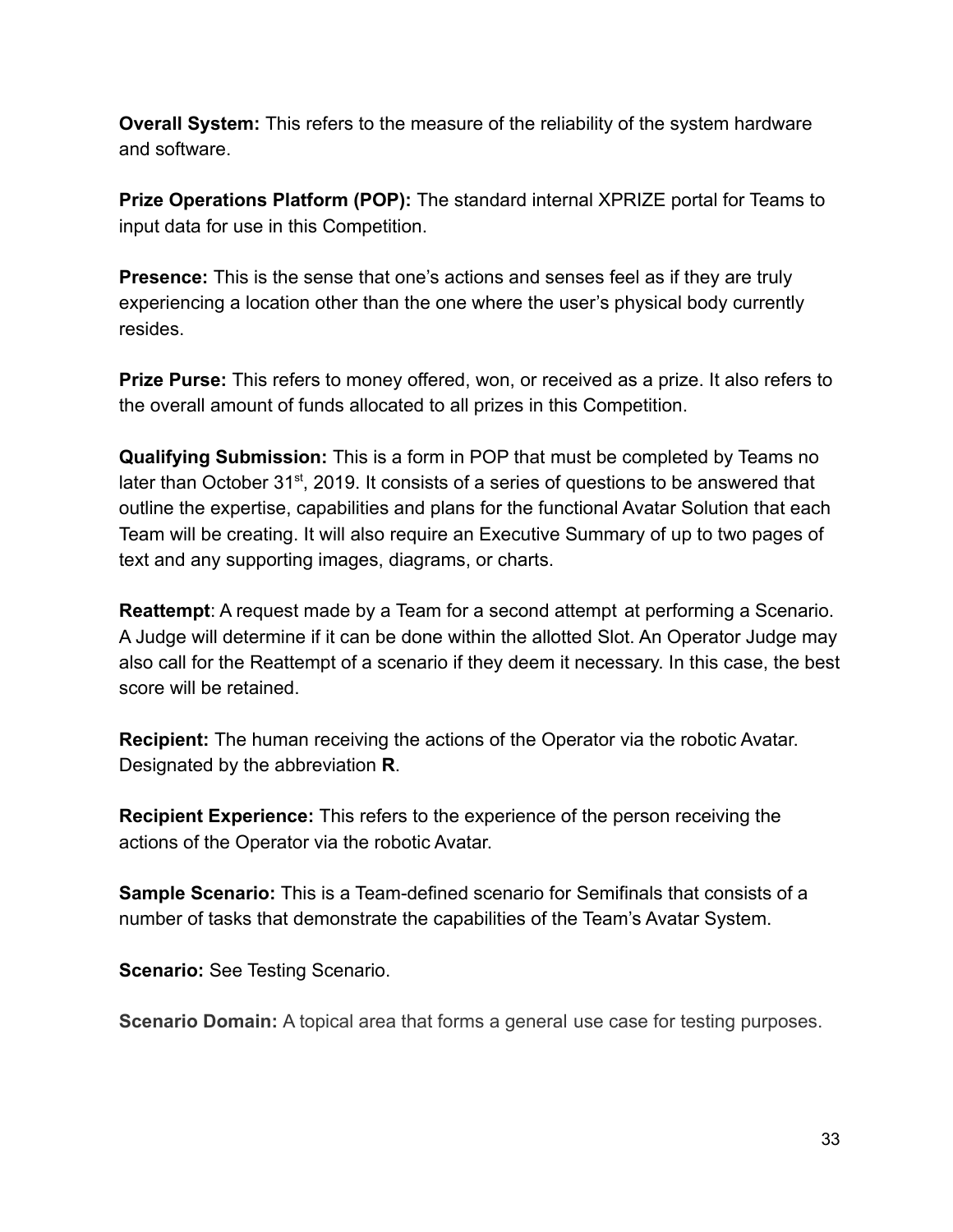**Overall System:** This refers to the measure of the reliability of the system hardware and software.

**Prize Operations Platform (POP):** The standard internal XPRIZE portal for Teams to input data for use in this Competition.

**Presence:** This is the sense that one's actions and senses feel as if they are truly experiencing a location other than the one where the user's physical body currently resides.

**Prize Purse:** This refers to money offered, won, or received as a prize. It also refers to the overall amount of funds allocated to all prizes in this Competition.

**Qualifying Submission:** This is a form in POP that must be completed by Teams no later than October 31st, 2019. It consists of a series of questions to be answered that outline the expertise, capabilities and plans for the functional Avatar Solution that each Team will be creating. It will also require an Executive Summary of up to two pages of text and any supporting images, diagrams, or charts.

**Reattempt**: A request made by a Team for a second attempt at performing a Scenario. A Judge will determine if it can be done within the allotted Slot. An Operator Judge may also call for the Reattempt of a scenario if they deem it necessary. In this case, the best score will be retained.

**Recipient:** The human receiving the actions of the Operator via the robotic Avatar. Designated by the abbreviation **R**.

**Recipient Experience:** This refers to the experience of the person receiving the actions of the Operator via the robotic Avatar.

**Sample Scenario:** This is a Team-defined scenario for Semifinals that consists of a number of tasks that demonstrate the capabilities of the Team's Avatar System.

**Scenario:** See Testing Scenario.

**Scenario Domain:** A topical area that forms a general use case for testing purposes.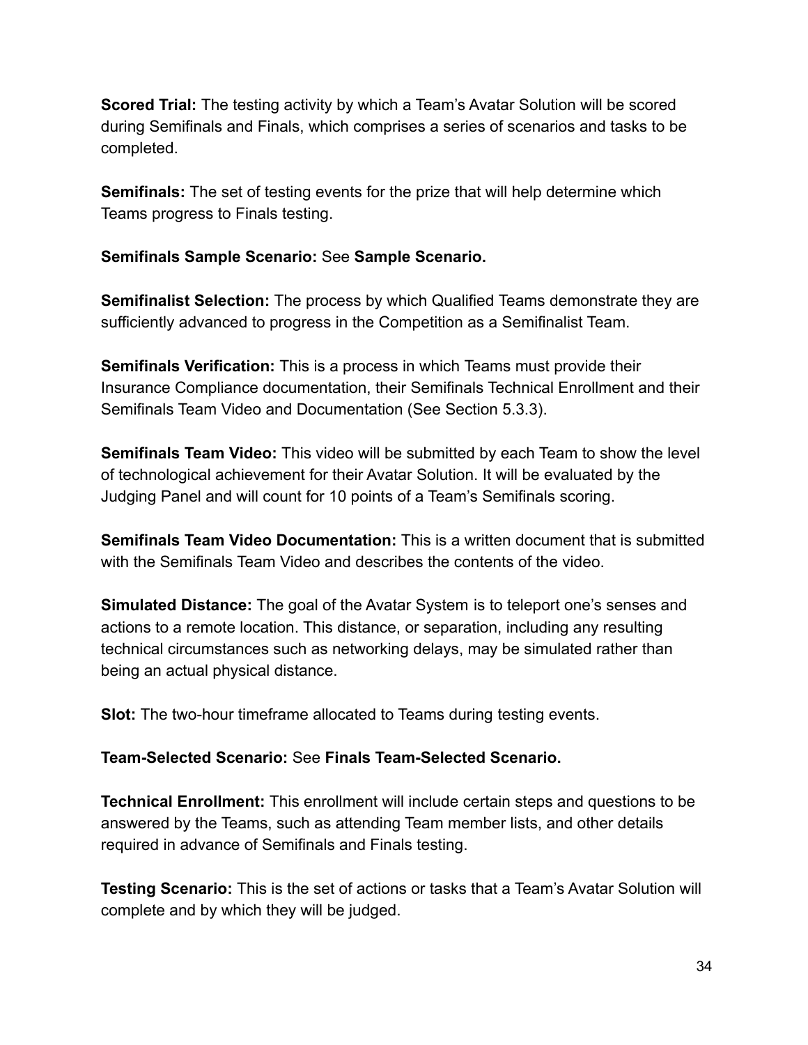**Scored Trial:** The testing activity by which a Team's Avatar Solution will be scored during Semifinals and Finals, which comprises a series of scenarios and tasks to be completed.

**Semifinals:** The set of testing events for the prize that will help determine which Teams progress to Finals testing.

**Semifinals Sample Scenario:** See **Sample Scenario.**

**Semifinalist Selection:** The process by which Qualified Teams demonstrate they are sufficiently advanced to progress in the Competition as a Semifinalist Team.

**Semifinals Verification:** This is a process in which Teams must provide their Insurance Compliance documentation, their Semifinals Technical Enrollment and their Semifinals Team Video and Documentation (See Section 5.3.3).

**Semifinals Team Video:** This video will be submitted by each Team to show the level of technological achievement for their Avatar Solution. It will be evaluated by the Judging Panel and will count for 10 points of a Team's Semifinals scoring.

**Semifinals Team Video Documentation:** This is a written document that is submitted with the Semifinals Team Video and describes the contents of the video.

**Simulated Distance:** The goal of the Avatar System is to teleport one's senses and actions to a remote location. This distance, or separation, including any resulting technical circumstances such as networking delays, may be simulated rather than being an actual physical distance.

**Slot:** The two-hour timeframe allocated to Teams during testing events.

**Team-Selected Scenario:** See **Finals Team-Selected Scenario.**

**Technical Enrollment:** This enrollment will include certain steps and questions to be answered by the Teams, such as attending Team member lists, and other details required in advance of Semifinals and Finals testing.

**Testing Scenario:** This is the set of actions or tasks that a Team's Avatar Solution will complete and by which they will be judged.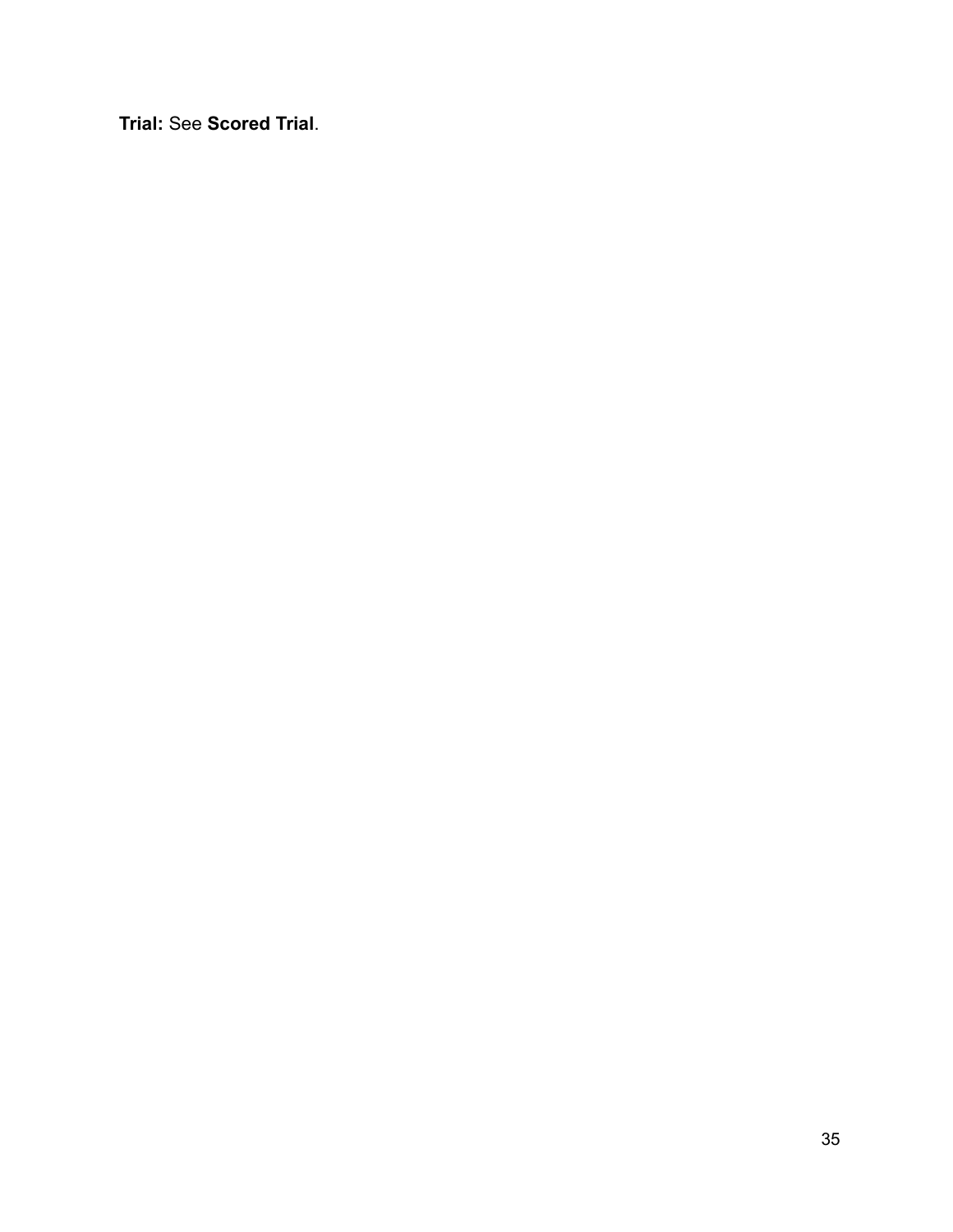**Trial:** See **Scored Trial**.